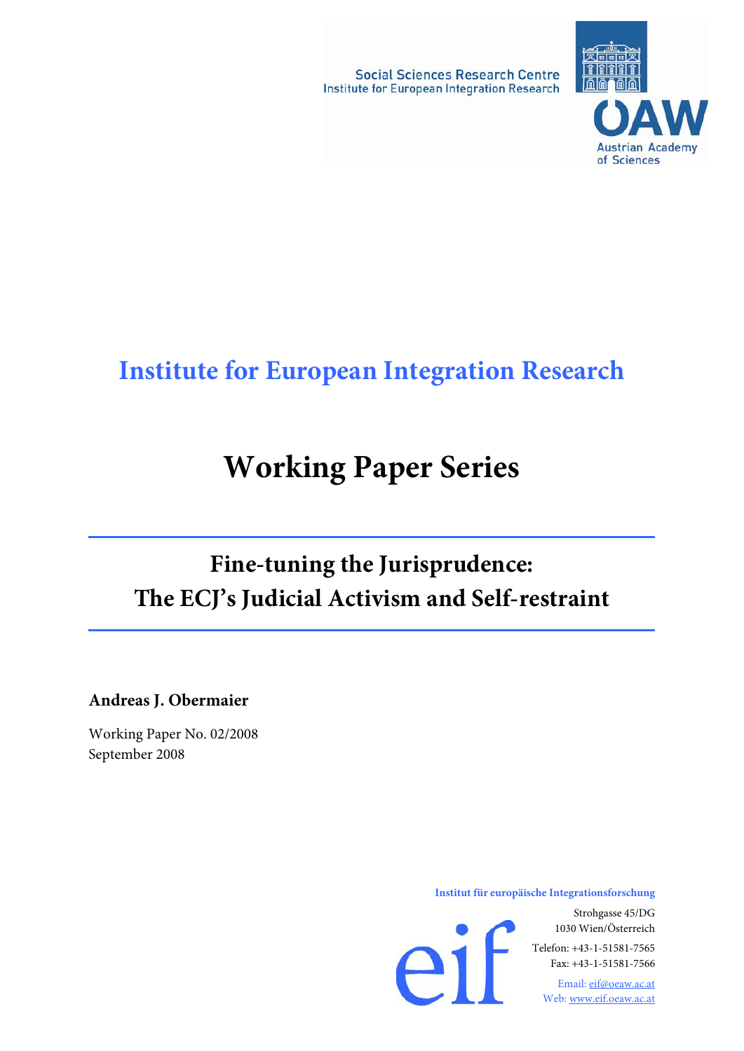Social Sciences Research Centre
Institute for European Integration Research

ÖAW
Austrian Academy of Sciences

# Institute for European Integration Research

# Working Paper Series

## Fine-tuning the Jurisprudence: The ECJ's Judicial Activism and Self-restraint

**Andreas J. Obermaier**

Working Paper No. 02/2008
September 2008

**Institut für europäische Integrationsforschung**

Strohgasse 45/DG
1030 Wien/Österreich

Telefon: +43-1-51581-7565
Fax: +43-1-51581-7566

Email: eif@oeaw.ac.at
Web: www.eif.oeaw.ac.at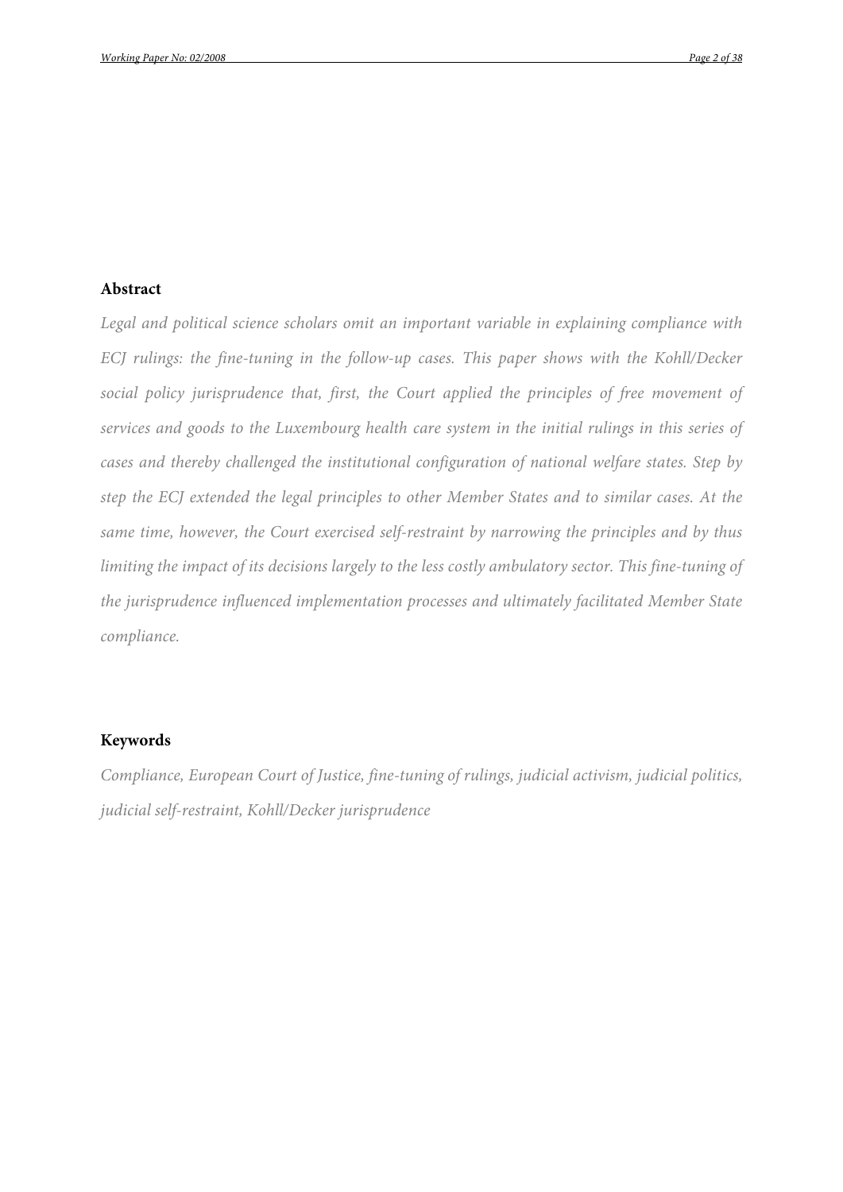## Abstract

*Legal and political science scholars omit an important variable in explaining compliance with ECJ rulings: the fine-tuning in the follow-up cases. This paper shows with the Kohll/Decker social policy jurisprudence that, first, the Court applied the principles of free movement of services and goods to the Luxembourg health care system in the initial rulings in this series of cases and thereby challenged the institutional configuration of national welfare states. Step by step the ECJ extended the legal principles to other Member States and to similar cases. At the same time, however, the Court exercised self-restraint by narrowing the principles and by thus limiting the impact of its decisions largely to the less costly ambulatory sector. This fine-tuning of the jurisprudence influenced implementation processes and ultimately facilitated Member State compliance.*

## Keywords

*Compliance, European Court of Justice, fine-tuning of rulings, judicial activism, judicial politics, judicial self-restraint, Kohll/Decker jurisprudence*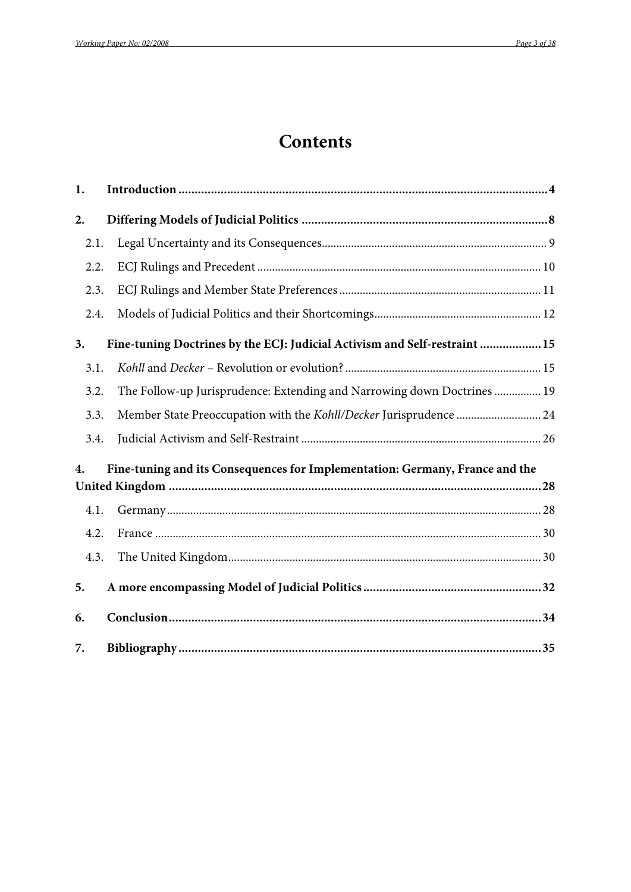# Contents

**1. Introduction ... 4**

**2. Differing Models of Judicial Politics ... 8**

- 2.1. Legal Uncertainty and its Consequences ... 9
- 2.2. ECJ Rulings and Precedent ... 10
- 2.3. ECJ Rulings and Member State Preferences ... 11
- 2.4. Models of Judicial Politics and their Shortcomings ... 12

**3. Fine-tuning Doctrines by the ECJ: Judicial Activism and Self-restraint ... 15**

- 3.1. *Kohll* and *Decker* – Revolution or evolution? ... 15
- 3.2. The Follow-up Jurisprudence: Extending and Narrowing down Doctrines ... 19
- 3.3. Member State Preoccupation with the *Kohll/Decker* Jurisprudence ... 24
- 3.4. Judicial Activism and Self-Restraint ... 26

**4. Fine-tuning and its Consequences for Implementation: Germany, France and the United Kingdom ... 28**

- 4.1. Germany ... 28
- 4.2. France ... 30
- 4.3. The United Kingdom ... 30

**5. A more encompassing Model of Judicial Politics ... 32**

**6. Conclusion ... 34**

**7. Bibliography ... 35**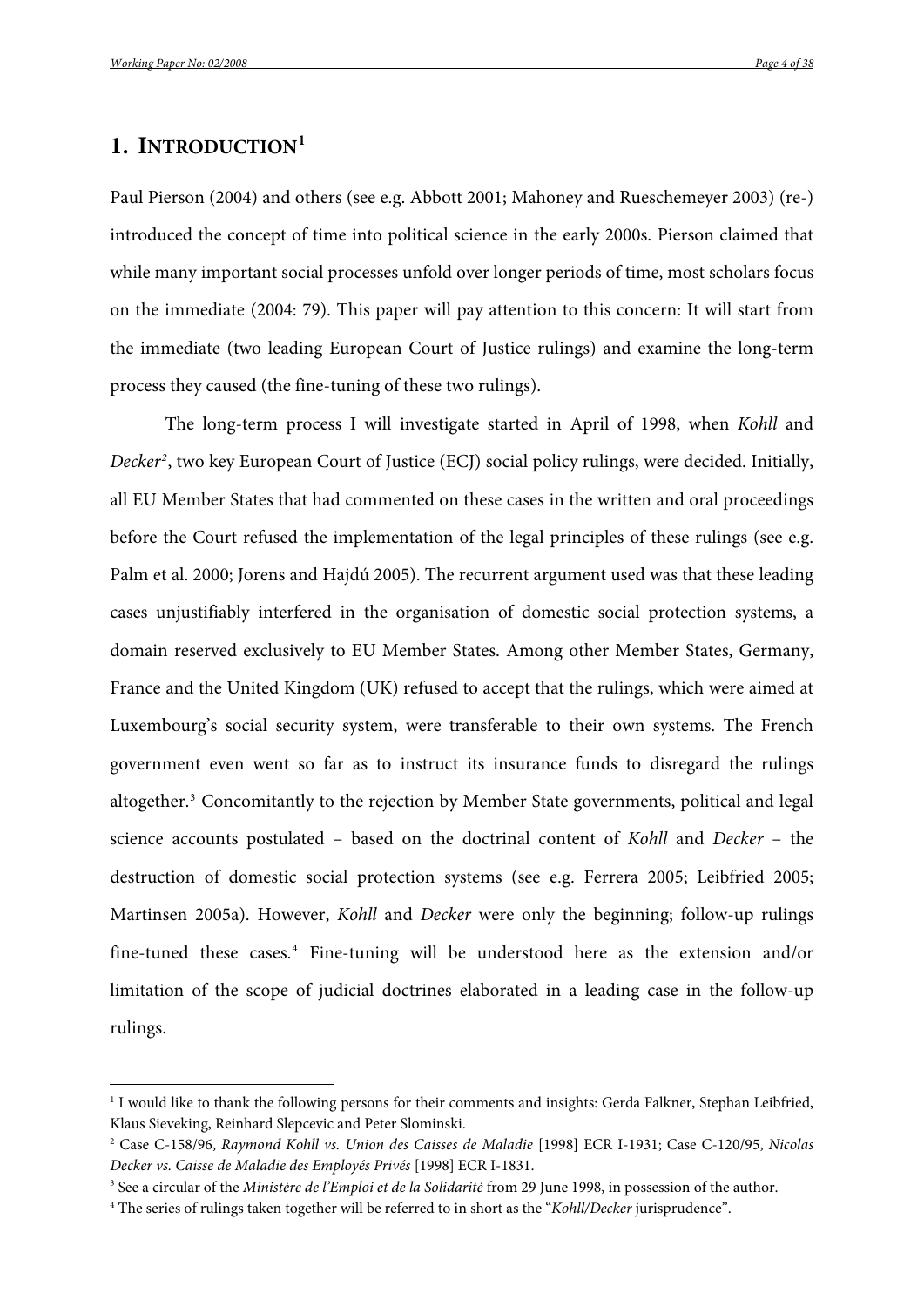# 1. INTRODUCTION[1]

Paul Pierson (2004) and others (see e.g. Abbott 2001; Mahoney and Rueschemeyer 2003) (re-) introduced the concept of time into political science in the early 2000s. Pierson claimed that while many important social processes unfold over longer periods of time, most scholars focus on the immediate (2004: 79). This paper will pay attention to this concern: It will start from the immediate (two leading European Court of Justice rulings) and examine the long-term process they caused (the fine-tuning of these two rulings).

The long-term process I will investigate started in April of 1998, when *Kohll* and *Decker*[2], two key European Court of Justice (ECJ) social policy rulings, were decided. Initially, all EU Member States that had commented on these cases in the written and oral proceedings before the Court refused the implementation of the legal principles of these rulings (see e.g. Palm et al. 2000; Jorens and Hajdú 2005). The recurrent argument used was that these leading cases unjustifiably interfered in the organisation of domestic social protection systems, a domain reserved exclusively to EU Member States. Among other Member States, Germany, France and the United Kingdom (UK) refused to accept that the rulings, which were aimed at Luxembourg's social security system, were transferable to their own systems. The French government even went so far as to instruct its insurance funds to disregard the rulings altogether.[3] Concomitantly to the rejection by Member State governments, political and legal science accounts postulated – based on the doctrinal content of *Kohll* and *Decker* – the destruction of domestic social protection systems (see e.g. Ferrera 2005; Leibfried 2005; Martinsen 2005a). However, *Kohll* and *Decker* were only the beginning; follow-up rulings fine-tuned these cases.[4] Fine-tuning will be understood here as the extension and/or limitation of the scope of judicial doctrines elaborated in a leading case in the follow-up rulings.

---

[1] I would like to thank the following persons for their comments and insights: Gerda Falkner, Stephan Leibfried, Klaus Sieveking, Reinhard Slepcevic and Peter Slominski.

[2] Case C-158/96, *Raymond Kohll vs. Union des Caisses de Maladie* [1998] ECR I-1931; Case C-120/95, *Nicolas Decker vs. Caisse de Maladie des Employés Privés* [1998] ECR I-1831.

[3] See a circular of the *Ministère de l'Emploi et de la Solidarité* from 29 June 1998, in possession of the author.

[4] The series of rulings taken together will be referred to in short as the "*Kohll/Decker* jurisprudence".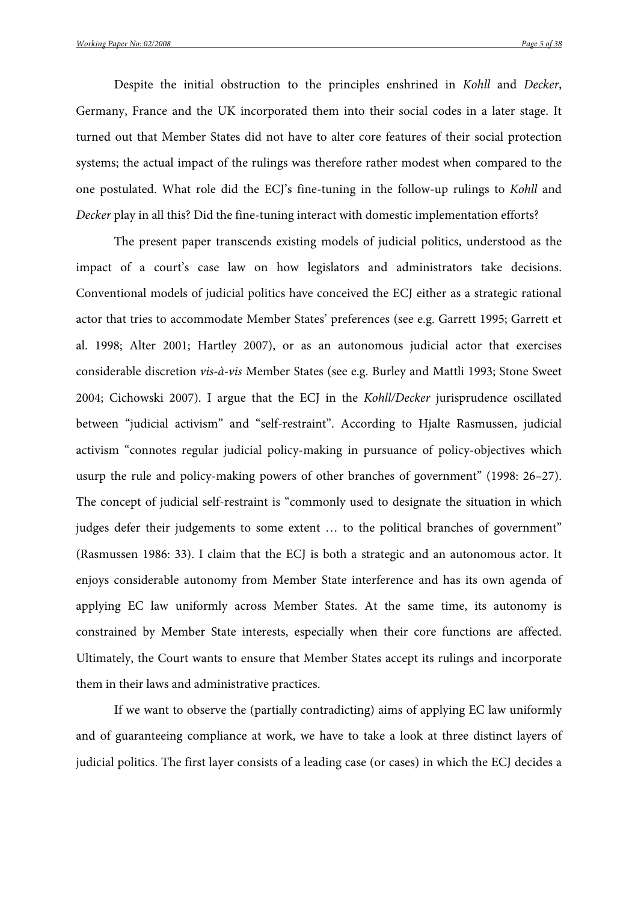Despite the initial obstruction to the principles enshrined in *Kohll* and *Decker*, Germany, France and the UK incorporated them into their social codes in a later stage. It turned out that Member States did not have to alter core features of their social protection systems; the actual impact of the rulings was therefore rather modest when compared to the one postulated. What role did the ECJ's fine-tuning in the follow-up rulings to *Kohll* and *Decker* play in all this? Did the fine-tuning interact with domestic implementation efforts?

The present paper transcends existing models of judicial politics, understood as the impact of a court's case law on how legislators and administrators take decisions. Conventional models of judicial politics have conceived the ECJ either as a strategic rational actor that tries to accommodate Member States' preferences (see e.g. Garrett 1995; Garrett et al. 1998; Alter 2001; Hartley 2007), or as an autonomous judicial actor that exercises considerable discretion *vis-à-vis* Member States (see e.g. Burley and Mattli 1993; Stone Sweet 2004; Cichowski 2007). I argue that the ECJ in the *Kohll/Decker* jurisprudence oscillated between "judicial activism" and "self-restraint". According to Hjalte Rasmussen, judicial activism "connotes regular judicial policy-making in pursuance of policy-objectives which usurp the rule and policy-making powers of other branches of government" (1998: 26–27). The concept of judicial self-restraint is "commonly used to designate the situation in which judges defer their judgements to some extent … to the political branches of government" (Rasmussen 1986: 33). I claim that the ECJ is both a strategic and an autonomous actor. It enjoys considerable autonomy from Member State interference and has its own agenda of applying EC law uniformly across Member States. At the same time, its autonomy is constrained by Member State interests, especially when their core functions are affected. Ultimately, the Court wants to ensure that Member States accept its rulings and incorporate them in their laws and administrative practices.

If we want to observe the (partially contradicting) aims of applying EC law uniformly and of guaranteeing compliance at work, we have to take a look at three distinct layers of judicial politics. The first layer consists of a leading case (or cases) in which the ECJ decides a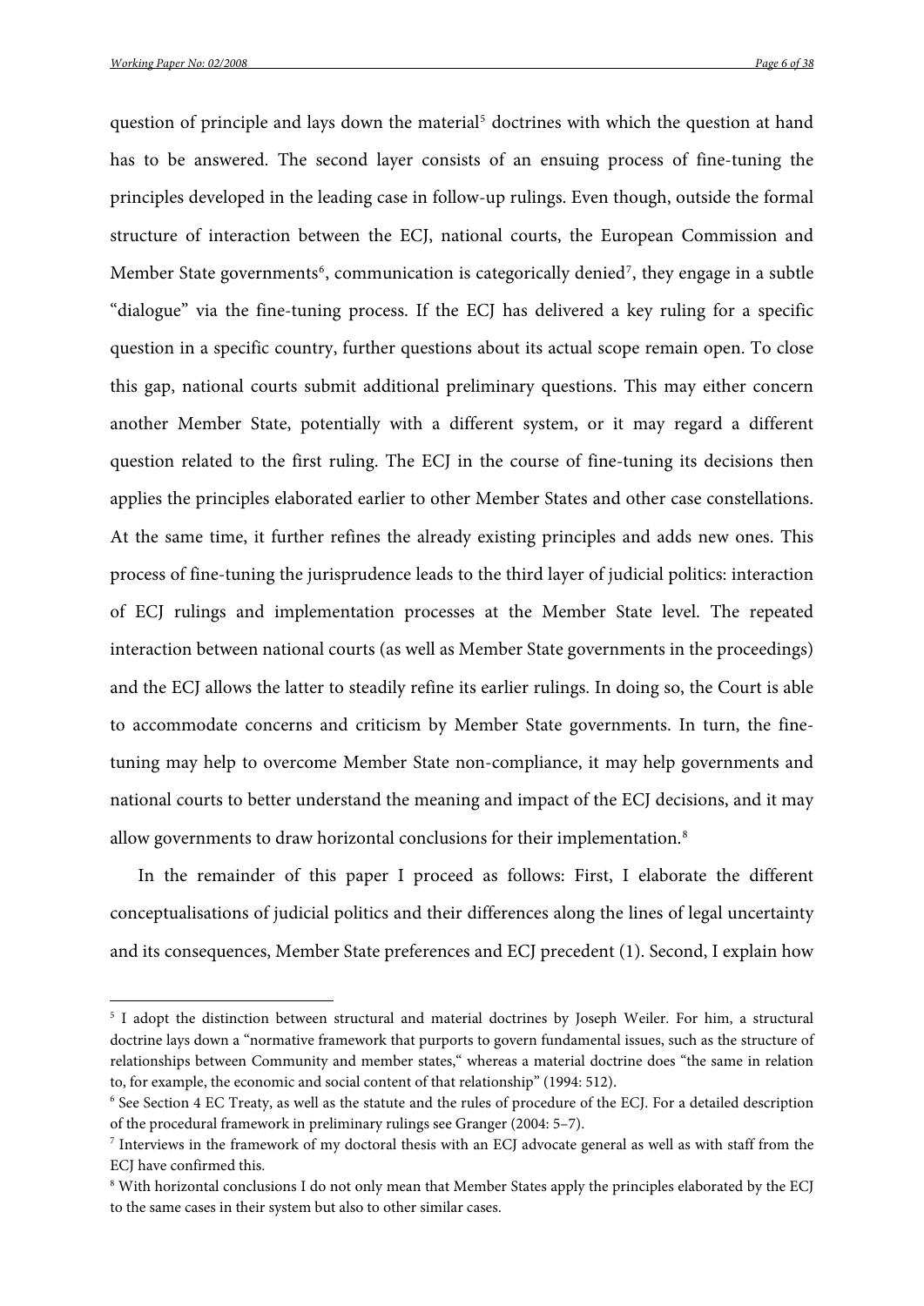question of principle and lays down the material[5] doctrines with which the question at hand has to be answered. The second layer consists of an ensuing process of fine-tuning the principles developed in the leading case in follow-up rulings. Even though, outside the formal structure of interaction between the ECJ, national courts, the European Commission and Member State governments[6], communication is categorically denied[7], they engage in a subtle "dialogue" via the fine-tuning process. If the ECJ has delivered a key ruling for a specific question in a specific country, further questions about its actual scope remain open. To close this gap, national courts submit additional preliminary questions. This may either concern another Member State, potentially with a different system, or it may regard a different question related to the first ruling. The ECJ in the course of fine-tuning its decisions then applies the principles elaborated earlier to other Member States and other case constellations. At the same time, it further refines the already existing principles and adds new ones. This process of fine-tuning the jurisprudence leads to the third layer of judicial politics: interaction of ECJ rulings and implementation processes at the Member State level. The repeated interaction between national courts (as well as Member State governments in the proceedings) and the ECJ allows the latter to steadily refine its earlier rulings. In doing so, the Court is able to accommodate concerns and criticism by Member State governments. In turn, the fine-tuning may help to overcome Member State non-compliance, it may help governments and national courts to better understand the meaning and impact of the ECJ decisions, and it may allow governments to draw horizontal conclusions for their implementation.[8]

In the remainder of this paper I proceed as follows: First, I elaborate the different conceptualisations of judicial politics and their differences along the lines of legal uncertainty and its consequences, Member State preferences and ECJ precedent (1). Second, I explain how

---

[5] I adopt the distinction between structural and material doctrines by Joseph Weiler. For him, a structural doctrine lays down a "normative framework that purports to govern fundamental issues, such as the structure of relationships between Community and member states," whereas a material doctrine does "the same in relation to, for example, the economic and social content of that relationship" (1994: 512).

[6] See Section 4 EC Treaty, as well as the statute and the rules of procedure of the ECJ. For a detailed description of the procedural framework in preliminary rulings see Granger (2004: 5–7).

[7] Interviews in the framework of my doctoral thesis with an ECJ advocate general as well as with staff from the ECJ have confirmed this.

[8] With horizontal conclusions I do not only mean that Member States apply the principles elaborated by the ECJ to the same cases in their system but also to other similar cases.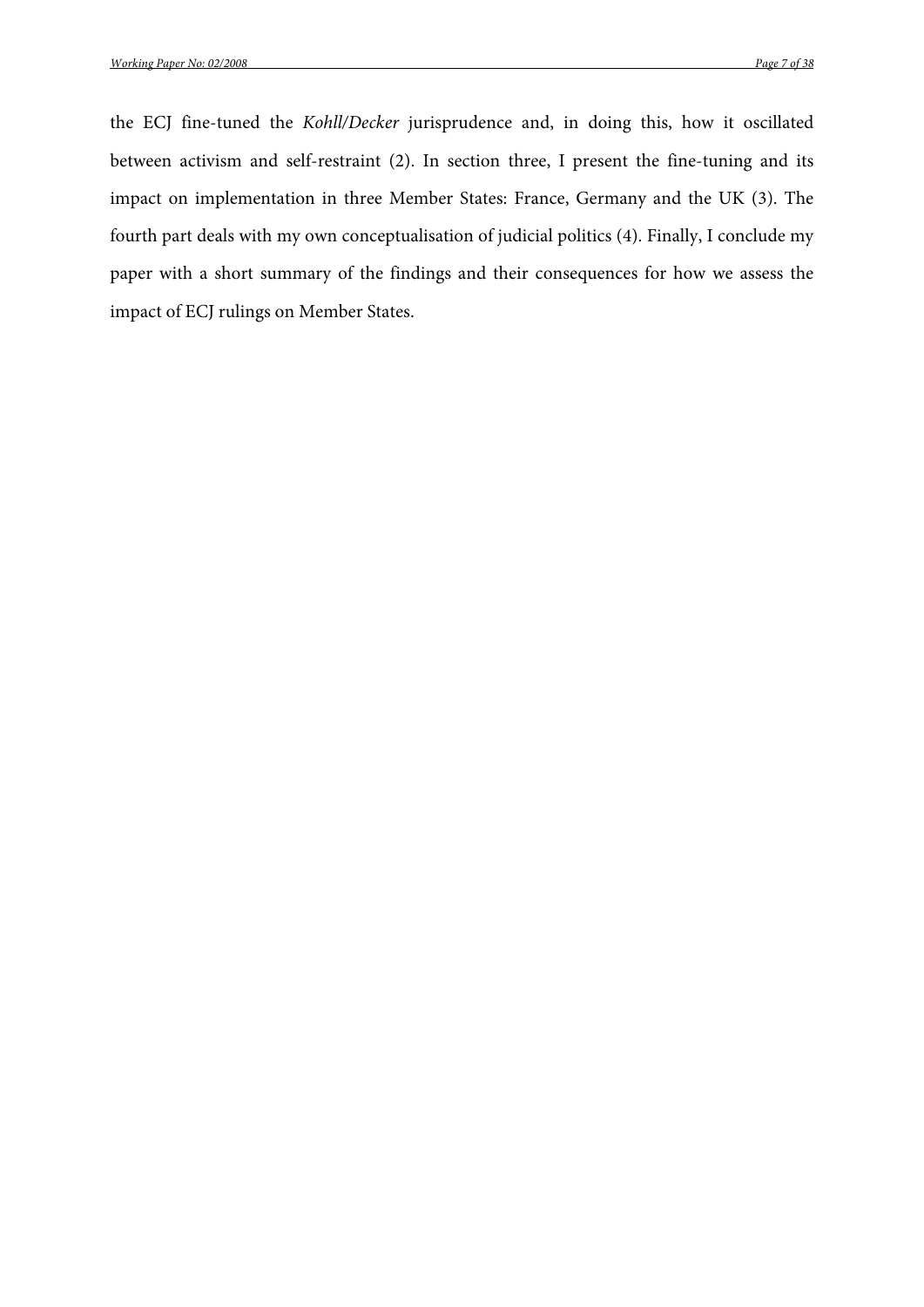the ECJ fine-tuned the *Kohll/Decker* jurisprudence and, in doing this, how it oscillated between activism and self-restraint (2). In section three, I present the fine-tuning and its impact on implementation in three Member States: France, Germany and the UK (3). The fourth part deals with my own conceptualisation of judicial politics (4). Finally, I conclude my paper with a short summary of the findings and their consequences for how we assess the impact of ECJ rulings on Member States.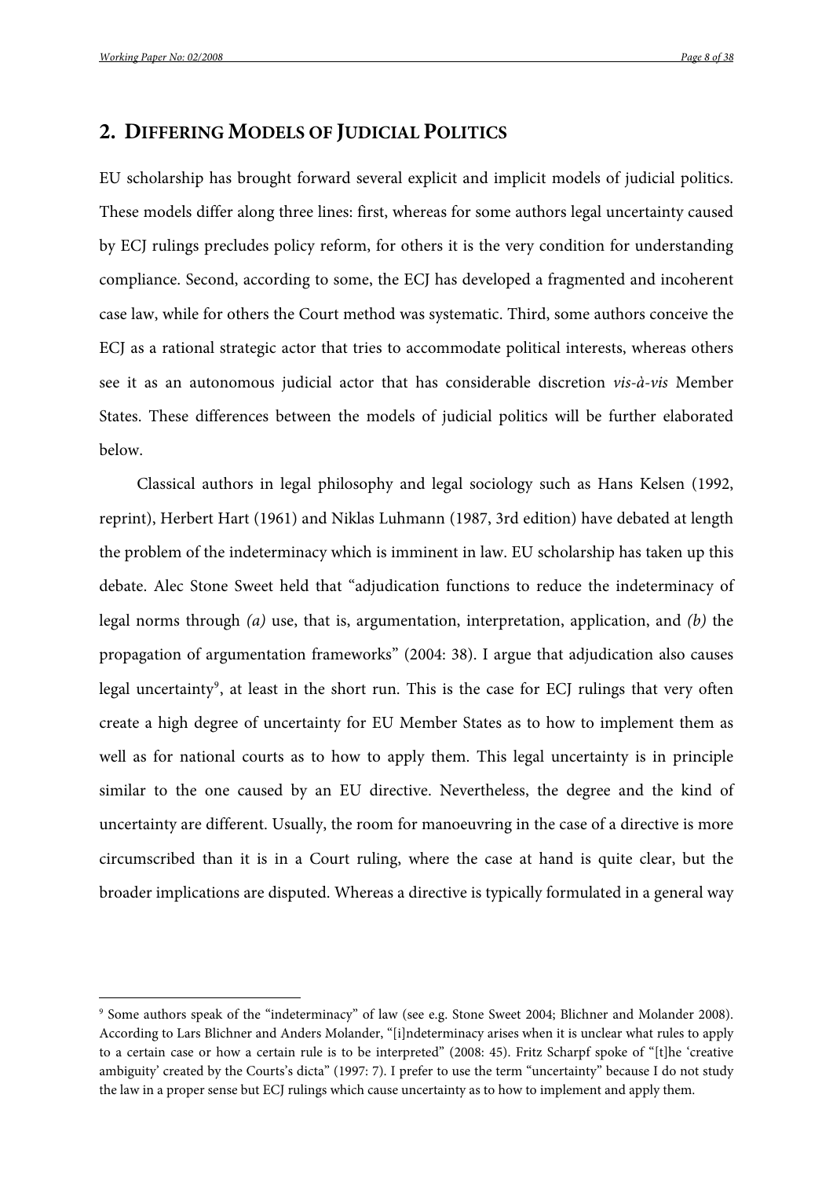## 2. DIFFERING MODELS OF JUDICIAL POLITICS

EU scholarship has brought forward several explicit and implicit models of judicial politics. These models differ along three lines: first, whereas for some authors legal uncertainty caused by ECJ rulings precludes policy reform, for others it is the very condition for understanding compliance. Second, according to some, the ECJ has developed a fragmented and incoherent case law, while for others the Court method was systematic. Third, some authors conceive the ECJ as a rational strategic actor that tries to accommodate political interests, whereas others see it as an autonomous judicial actor that has considerable discretion *vis-à-vis* Member States. These differences between the models of judicial politics will be further elaborated below.

Classical authors in legal philosophy and legal sociology such as Hans Kelsen (1992, reprint), Herbert Hart (1961) and Niklas Luhmann (1987, 3rd edition) have debated at length the problem of the indeterminacy which is imminent in law. EU scholarship has taken up this debate. Alec Stone Sweet held that "adjudication functions to reduce the indeterminacy of legal norms through *(a)* use, that is, argumentation, interpretation, application, and *(b)* the propagation of argumentation frameworks" (2004: 38). I argue that adjudication also causes legal uncertainty[9], at least in the short run. This is the case for ECJ rulings that very often create a high degree of uncertainty for EU Member States as to how to implement them as well as for national courts as to how to apply them. This legal uncertainty is in principle similar to the one caused by an EU directive. Nevertheless, the degree and the kind of uncertainty are different. Usually, the room for manoeuvring in the case of a directive is more circumscribed than it is in a Court ruling, where the case at hand is quite clear, but the broader implications are disputed. Whereas a directive is typically formulated in a general way

---

[9] Some authors speak of the "indeterminacy" of law (see e.g. Stone Sweet 2004; Blichner and Molander 2008). According to Lars Blichner and Anders Molander, "[i]ndeterminacy arises when it is unclear what rules to apply to a certain case or how a certain rule is to be interpreted" (2008: 45). Fritz Scharpf spoke of "[t]he 'creative ambiguity' created by the Courts's dicta" (1997: 7). I prefer to use the term "uncertainty" because I do not study the law in a proper sense but ECJ rulings which cause uncertainty as to how to implement and apply them.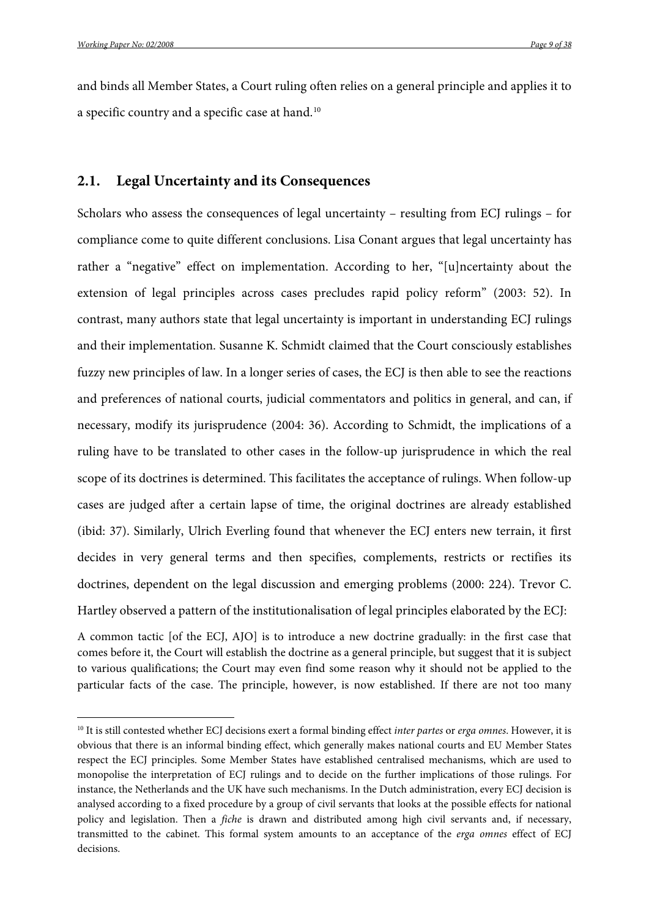and binds all Member States, a Court ruling often relies on a general principle and applies it to a specific country and a specific case at hand.[10]

## 2.1. Legal Uncertainty and its Consequences

Scholars who assess the consequences of legal uncertainty – resulting from ECJ rulings – for compliance come to quite different conclusions. Lisa Conant argues that legal uncertainty has rather a "negative" effect on implementation. According to her, "[u]ncertainty about the extension of legal principles across cases precludes rapid policy reform" (2003: 52). In contrast, many authors state that legal uncertainty is important in understanding ECJ rulings and their implementation. Susanne K. Schmidt claimed that the Court consciously establishes fuzzy new principles of law. In a longer series of cases, the ECJ is then able to see the reactions and preferences of national courts, judicial commentators and politics in general, and can, if necessary, modify its jurisprudence (2004: 36). According to Schmidt, the implications of a ruling have to be translated to other cases in the follow-up jurisprudence in which the real scope of its doctrines is determined. This facilitates the acceptance of rulings. When follow-up cases are judged after a certain lapse of time, the original doctrines are already established (ibid: 37). Similarly, Ulrich Everling found that whenever the ECJ enters new terrain, it first decides in very general terms and then specifies, complements, restricts or rectifies its doctrines, dependent on the legal discussion and emerging problems (2000: 224). Trevor C. Hartley observed a pattern of the institutionalisation of legal principles elaborated by the ECJ:

> A common tactic [of the ECJ, AJO] is to introduce a new doctrine gradually: in the first case that comes before it, the Court will establish the doctrine as a general principle, but suggest that it is subject to various qualifications; the Court may even find some reason why it should not be applied to the particular facts of the case. The principle, however, is now established. If there are not too many

---

[10] It is still contested whether ECJ decisions exert a formal binding effect *inter partes* or *erga omnes*. However, it is obvious that there is an informal binding effect, which generally makes national courts and EU Member States respect the ECJ principles. Some Member States have established centralised mechanisms, which are used to monopolise the interpretation of ECJ rulings and to decide on the further implications of those rulings. For instance, the Netherlands and the UK have such mechanisms. In the Dutch administration, every ECJ decision is analysed according to a fixed procedure by a group of civil servants that looks at the possible effects for national policy and legislation. Then a *fiche* is drawn and distributed among high civil servants and, if necessary, transmitted to the cabinet. This formal system amounts to an acceptance of the *erga omnes* effect of ECJ decisions.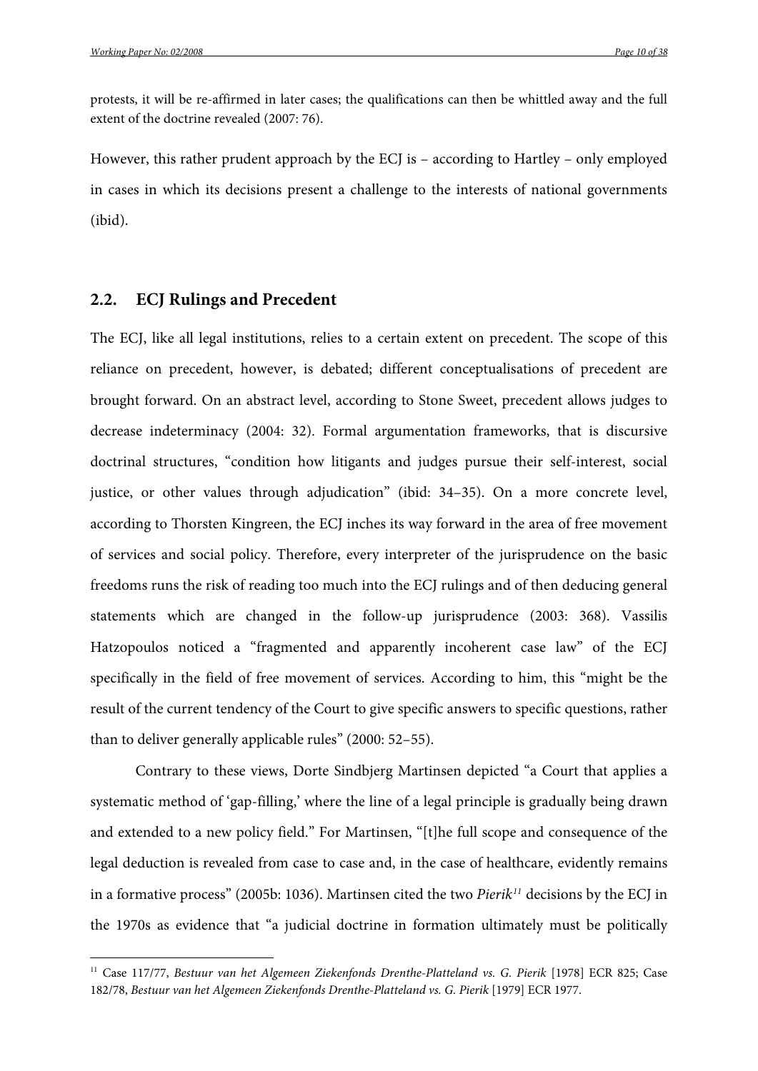protests, it will be re-affirmed in later cases; the qualifications can then be whittled away and the full extent of the doctrine revealed (2007: 76).

However, this rather prudent approach by the ECJ is – according to Hartley – only employed in cases in which its decisions present a challenge to the interests of national governments (ibid).

## 2.2. ECJ Rulings and Precedent

The ECJ, like all legal institutions, relies to a certain extent on precedent. The scope of this reliance on precedent, however, is debated; different conceptualisations of precedent are brought forward. On an abstract level, according to Stone Sweet, precedent allows judges to decrease indeterminacy (2004: 32). Formal argumentation frameworks, that is discursive doctrinal structures, "condition how litigants and judges pursue their self-interest, social justice, or other values through adjudication" (ibid: 34–35). On a more concrete level, according to Thorsten Kingreen, the ECJ inches its way forward in the area of free movement of services and social policy. Therefore, every interpreter of the jurisprudence on the basic freedoms runs the risk of reading too much into the ECJ rulings and of then deducing general statements which are changed in the follow-up jurisprudence (2003: 368). Vassilis Hatzopoulos noticed a "fragmented and apparently incoherent case law" of the ECJ specifically in the field of free movement of services. According to him, this "might be the result of the current tendency of the Court to give specific answers to specific questions, rather than to deliver generally applicable rules" (2000: 52–55).

Contrary to these views, Dorte Sindbjerg Martinsen depicted "a Court that applies a systematic method of 'gap-filling,' where the line of a legal principle is gradually being drawn and extended to a new policy field." For Martinsen, "[t]he full scope and consequence of the legal deduction is revealed from case to case and, in the case of healthcare, evidently remains in a formative process" (2005b: 1036). Martinsen cited the two *Pierik*[11] decisions by the ECJ in the 1970s as evidence that "a judicial doctrine in formation ultimately must be politically

---

[11] Case 117/77, *Bestuur van het Algemeen Ziekenfonds Drenthe-Platteland vs. G. Pierik* [1978] ECR 825; Case 182/78, *Bestuur van het Algemeen Ziekenfonds Drenthe-Platteland vs. G. Pierik* [1979] ECR 1977.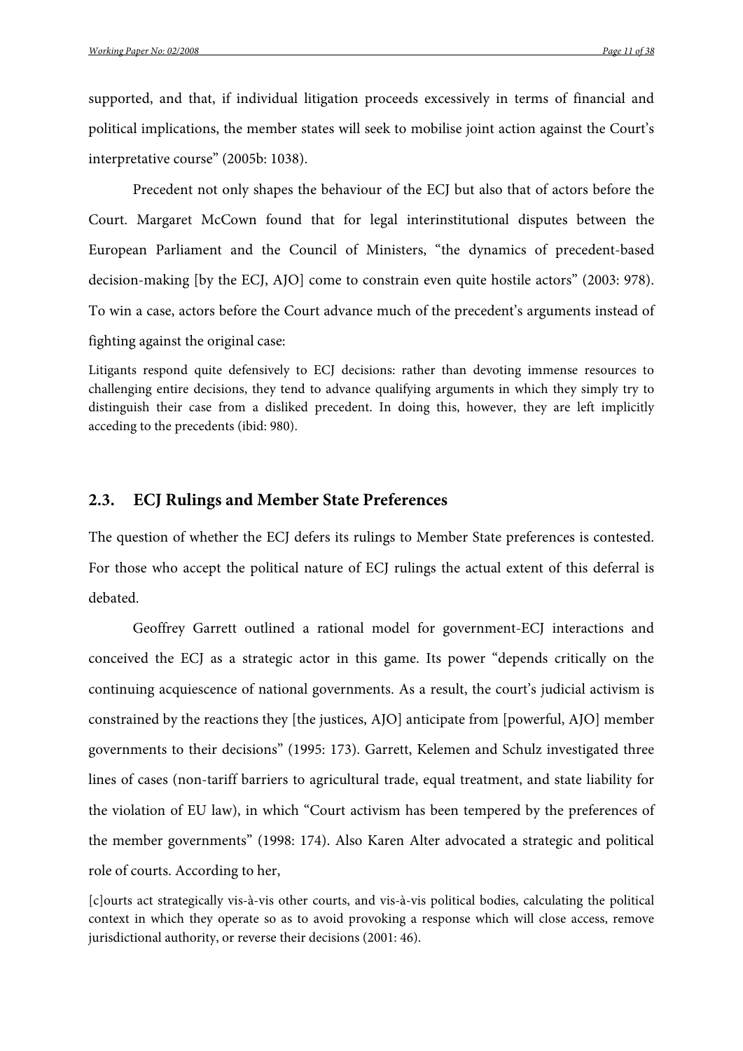supported, and that, if individual litigation proceeds excessively in terms of financial and political implications, the member states will seek to mobilise joint action against the Court's interpretative course" (2005b: 1038).

Precedent not only shapes the behaviour of the ECJ but also that of actors before the Court. Margaret McCown found that for legal interinstitutional disputes between the European Parliament and the Council of Ministers, "the dynamics of precedent-based decision-making [by the ECJ, AJO] come to constrain even quite hostile actors" (2003: 978). To win a case, actors before the Court advance much of the precedent's arguments instead of fighting against the original case:

> Litigants respond quite defensively to ECJ decisions: rather than devoting immense resources to challenging entire decisions, they tend to advance qualifying arguments in which they simply try to distinguish their case from a disliked precedent. In doing this, however, they are left implicitly acceding to the precedents (ibid: 980).

## 2.3. ECJ Rulings and Member State Preferences

The question of whether the ECJ defers its rulings to Member State preferences is contested. For those who accept the political nature of ECJ rulings the actual extent of this deferral is debated.

Geoffrey Garrett outlined a rational model for government-ECJ interactions and conceived the ECJ as a strategic actor in this game. Its power "depends critically on the continuing acquiescence of national governments. As a result, the court's judicial activism is constrained by the reactions they [the justices, AJO] anticipate from [powerful, AJO] member governments to their decisions" (1995: 173). Garrett, Kelemen and Schulz investigated three lines of cases (non-tariff barriers to agricultural trade, equal treatment, and state liability for the violation of EU law), in which "Court activism has been tempered by the preferences of the member governments" (1998: 174). Also Karen Alter advocated a strategic and political role of courts. According to her,

> [c]ourts act strategically vis-à-vis other courts, and vis-à-vis political bodies, calculating the political context in which they operate so as to avoid provoking a response which will close access, remove jurisdictional authority, or reverse their decisions (2001: 46).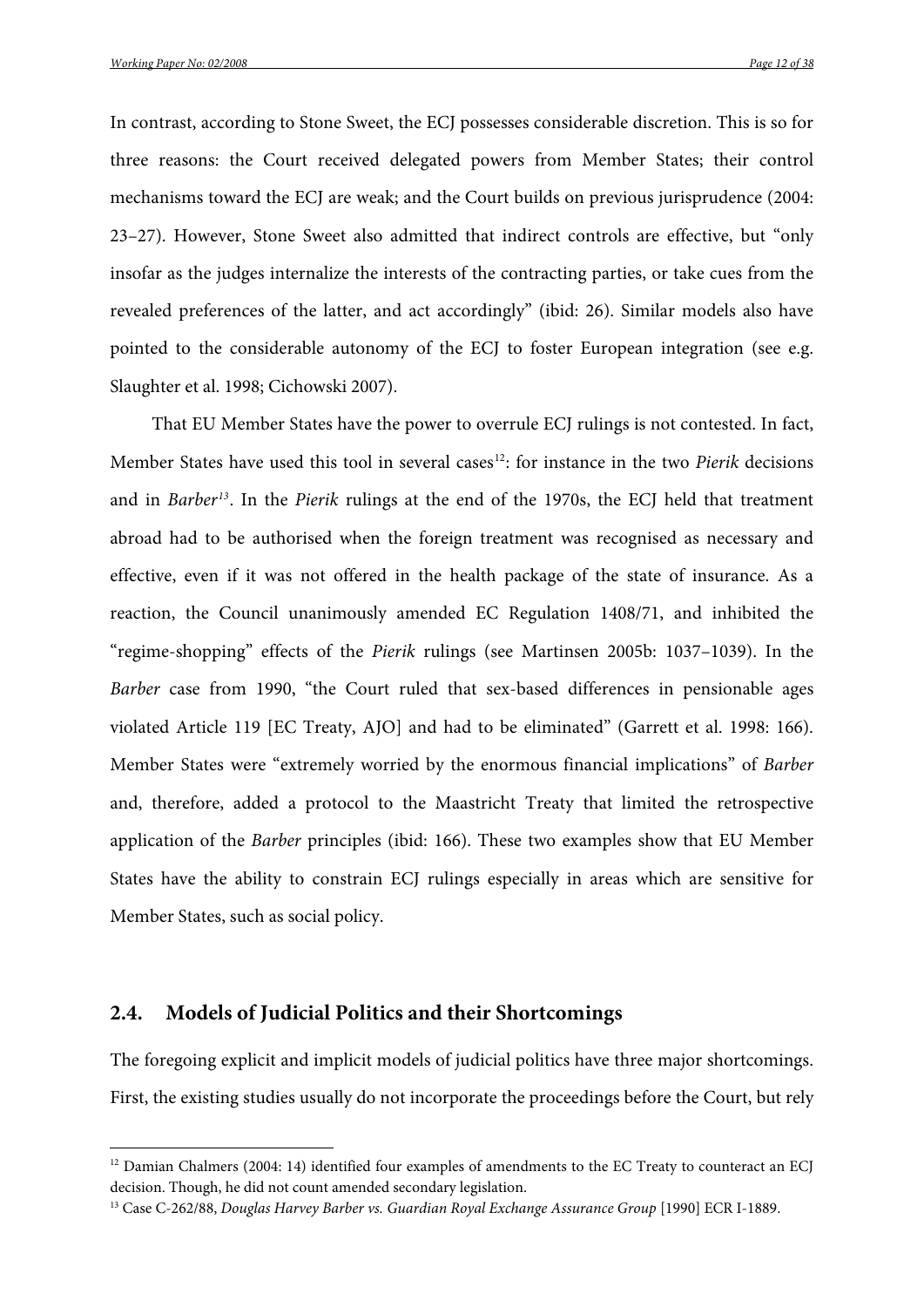In contrast, according to Stone Sweet, the ECJ possesses considerable discretion. This is so for three reasons: the Court received delegated powers from Member States; their control mechanisms toward the ECJ are weak; and the Court builds on previous jurisprudence (2004: 23–27). However, Stone Sweet also admitted that indirect controls are effective, but "only insofar as the judges internalize the interests of the contracting parties, or take cues from the revealed preferences of the latter, and act accordingly" (ibid: 26). Similar models also have pointed to the considerable autonomy of the ECJ to foster European integration (see e.g. Slaughter et al. 1998; Cichowski 2007).

That EU Member States have the power to overrule ECJ rulings is not contested. In fact, Member States have used this tool in several cases[12]: for instance in the two *Pierik* decisions and in *Barber*[13]. In the *Pierik* rulings at the end of the 1970s, the ECJ held that treatment abroad had to be authorised when the foreign treatment was recognised as necessary and effective, even if it was not offered in the health package of the state of insurance. As a reaction, the Council unanimously amended EC Regulation 1408/71, and inhibited the "regime-shopping" effects of the *Pierik* rulings (see Martinsen 2005b: 1037–1039). In the *Barber* case from 1990, "the Court ruled that sex-based differences in pensionable ages violated Article 119 [EC Treaty, AJO] and had to be eliminated" (Garrett et al. 1998: 166). Member States were "extremely worried by the enormous financial implications" of *Barber* and, therefore, added a protocol to the Maastricht Treaty that limited the retrospective application of the *Barber* principles (ibid: 166). These two examples show that EU Member States have the ability to constrain ECJ rulings especially in areas which are sensitive for Member States, such as social policy.

## 2.4. Models of Judicial Politics and their Shortcomings

The foregoing explicit and implicit models of judicial politics have three major shortcomings. First, the existing studies usually do not incorporate the proceedings before the Court, but rely

---

[12] Damian Chalmers (2004: 14) identified four examples of amendments to the EC Treaty to counteract an ECJ decision. Though, he did not count amended secondary legislation.

[13] Case C-262/88, *Douglas Harvey Barber vs. Guardian Royal Exchange Assurance Group* [1990] ECR I-1889.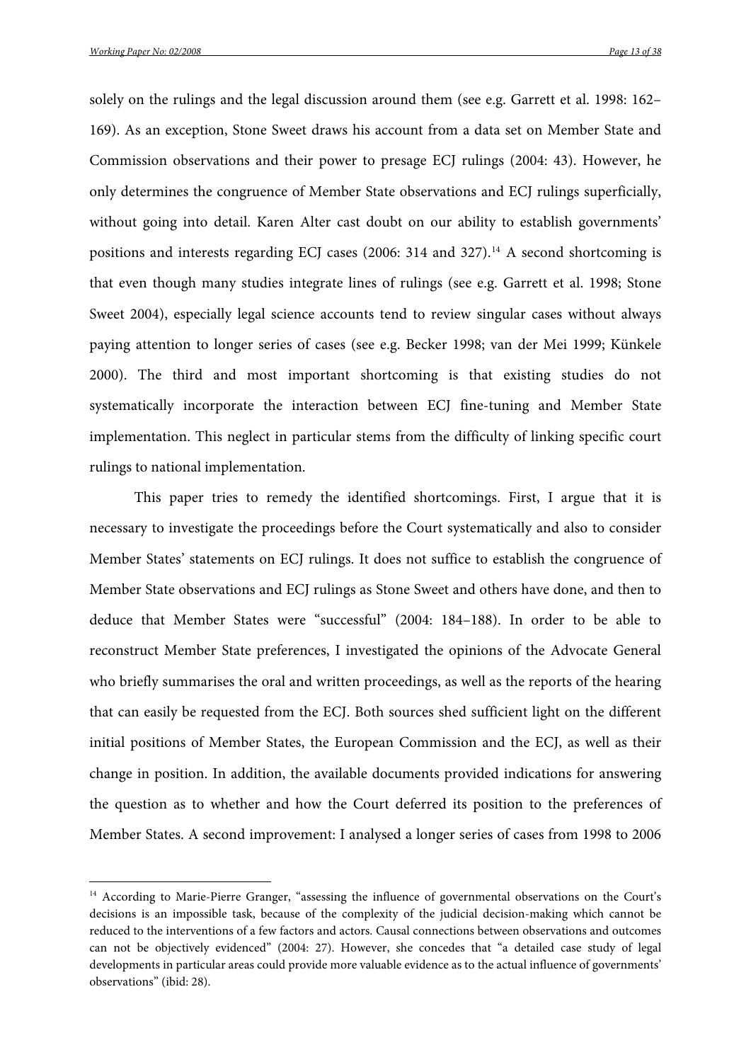solely on the rulings and the legal discussion around them (see e.g. Garrett et al. 1998: 162–169). As an exception, Stone Sweet draws his account from a data set on Member State and Commission observations and their power to presage ECJ rulings (2004: 43). However, he only determines the congruence of Member State observations and ECJ rulings superficially, without going into detail. Karen Alter cast doubt on our ability to establish governments' positions and interests regarding ECJ cases (2006: 314 and 327).[14] A second shortcoming is that even though many studies integrate lines of rulings (see e.g. Garrett et al. 1998; Stone Sweet 2004), especially legal science accounts tend to review singular cases without always paying attention to longer series of cases (see e.g. Becker 1998; van der Mei 1999; Künkele 2000). The third and most important shortcoming is that existing studies do not systematically incorporate the interaction between ECJ fine-tuning and Member State implementation. This neglect in particular stems from the difficulty of linking specific court rulings to national implementation.

This paper tries to remedy the identified shortcomings. First, I argue that it is necessary to investigate the proceedings before the Court systematically and also to consider Member States' statements on ECJ rulings. It does not suffice to establish the congruence of Member State observations and ECJ rulings as Stone Sweet and others have done, and then to deduce that Member States were "successful" (2004: 184–188). In order to be able to reconstruct Member State preferences, I investigated the opinions of the Advocate General who briefly summarises the oral and written proceedings, as well as the reports of the hearing that can easily be requested from the ECJ. Both sources shed sufficient light on the different initial positions of Member States, the European Commission and the ECJ, as well as their change in position. In addition, the available documents provided indications for answering the question as to whether and how the Court deferred its position to the preferences of Member States. A second improvement: I analysed a longer series of cases from 1998 to 2006

[14] According to Marie-Pierre Granger, "assessing the influence of governmental observations on the Court's decisions is an impossible task, because of the complexity of the judicial decision-making which cannot be reduced to the interventions of a few factors and actors. Causal connections between observations and outcomes can not be objectively evidenced" (2004: 27). However, she concedes that "a detailed case study of legal developments in particular areas could provide more valuable evidence as to the actual influence of governments' observations" (ibid: 28).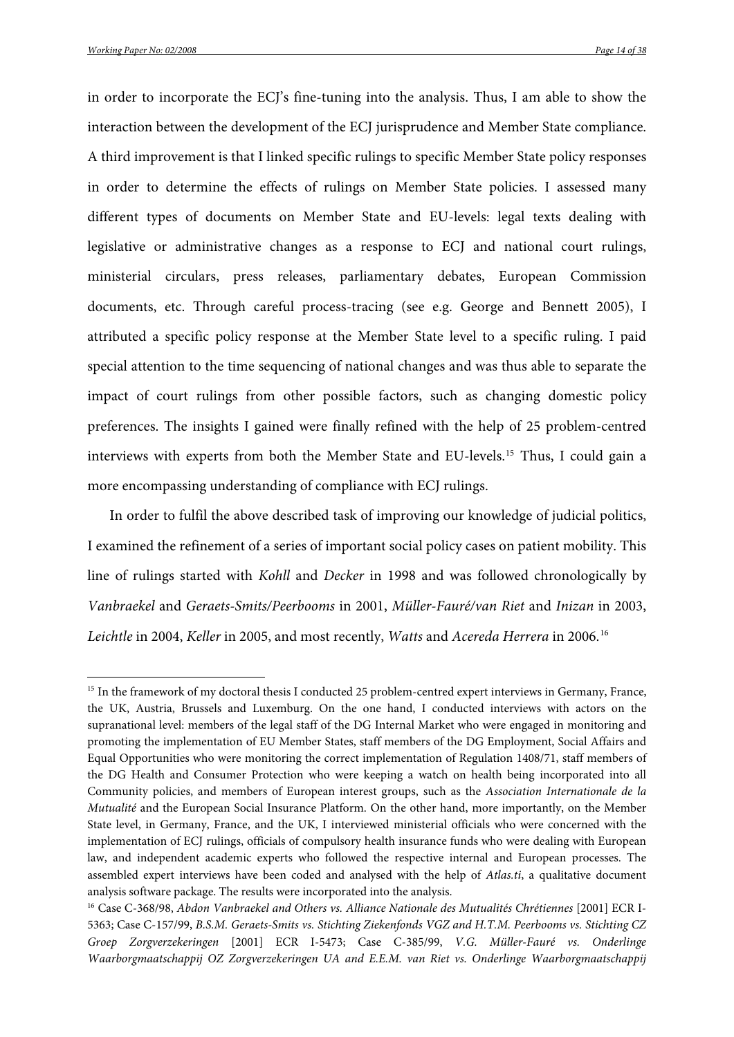in order to incorporate the ECJ's fine-tuning into the analysis. Thus, I am able to show the interaction between the development of the ECJ jurisprudence and Member State compliance. A third improvement is that I linked specific rulings to specific Member State policy responses in order to determine the effects of rulings on Member State policies. I assessed many different types of documents on Member State and EU-levels: legal texts dealing with legislative or administrative changes as a response to ECJ and national court rulings, ministerial circulars, press releases, parliamentary debates, European Commission documents, etc. Through careful process-tracing (see e.g. George and Bennett 2005), I attributed a specific policy response at the Member State level to a specific ruling. I paid special attention to the time sequencing of national changes and was thus able to separate the impact of court rulings from other possible factors, such as changing domestic policy preferences. The insights I gained were finally refined with the help of 25 problem-centred interviews with experts from both the Member State and EU-levels.[15] Thus, I could gain a more encompassing understanding of compliance with ECJ rulings.

In order to fulfil the above described task of improving our knowledge of judicial politics, I examined the refinement of a series of important social policy cases on patient mobility. This line of rulings started with *Kohll* and *Decker* in 1998 and was followed chronologically by *Vanbraekel* and *Geraets-Smits/Peerbooms* in 2001, *Müller-Fauré/van Riet* and *Inizan* in 2003, *Leichtle* in 2004, *Keller* in 2005, and most recently, *Watts* and *Acereda Herrera* in 2006.[16]

---

[15] In the framework of my doctoral thesis I conducted 25 problem-centred expert interviews in Germany, France, the UK, Austria, Brussels and Luxemburg. On the one hand, I conducted interviews with actors on the supranational level: members of the legal staff of the DG Internal Market who were engaged in monitoring and promoting the implementation of EU Member States, staff members of the DG Employment, Social Affairs and Equal Opportunities who were monitoring the correct implementation of Regulation 1408/71, staff members of the DG Health and Consumer Protection who were keeping a watch on health being incorporated into all Community policies, and members of European interest groups, such as the *Association Internationale de la Mutualité* and the European Social Insurance Platform. On the other hand, more importantly, on the Member State level, in Germany, France, and the UK, I interviewed ministerial officials who were concerned with the implementation of ECJ rulings, officials of compulsory health insurance funds who were dealing with European law, and independent academic experts who followed the respective internal and European processes. The assembled expert interviews have been coded and analysed with the help of *Atlas.ti*, a qualitative document analysis software package. The results were incorporated into the analysis.

[16] Case C-368/98, *Abdon Vanbraekel and Others vs. Alliance Nationale des Mutualités Chrétiennes* [2001] ECR I-5363; Case C-157/99, *B.S.M. Geraets-Smits vs. Stichting Ziekenfonds VGZ and H.T.M. Peerbooms vs. Stichting CZ Groep Zorgverzekeringen* [2001] ECR I-5473; Case C-385/99, *V.G. Müller-Fauré vs. Onderlinge Waarborgmaatschappij OZ Zorgverzekeringen UA and E.E.M. van Riet vs. Onderlinge Waarborgmaatschappij*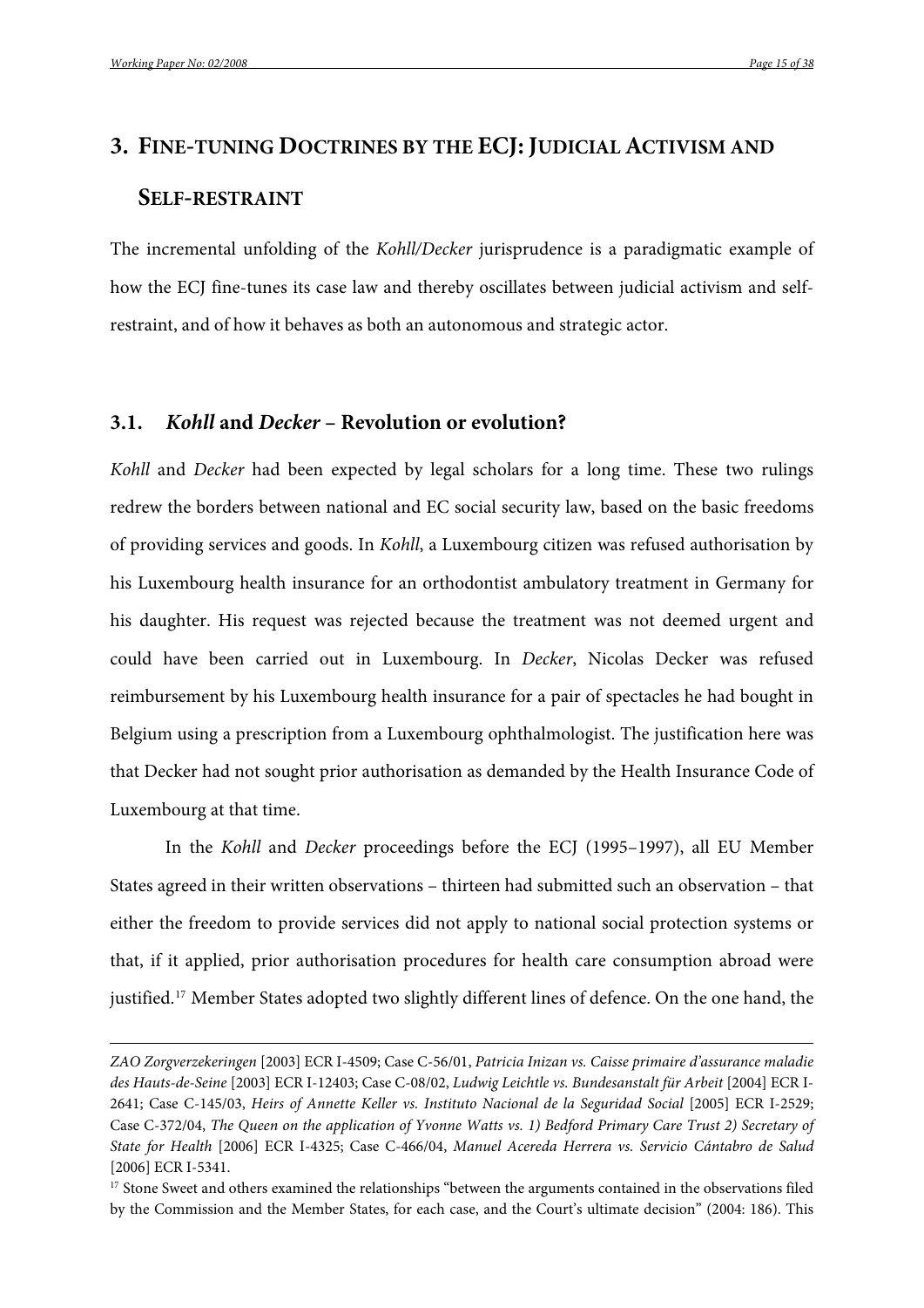# 3. FINE-TUNING DOCTRINES BY THE ECJ: JUDICIAL ACTIVISM AND SELF-RESTRAINT

The incremental unfolding of the *Kohll/Decker* jurisprudence is a paradigmatic example of how the ECJ fine-tunes its case law and thereby oscillates between judicial activism and self-restraint, and of how it behaves as both an autonomous and strategic actor.

## 3.1. *Kohll* and *Decker* – Revolution or evolution?

*Kohll* and *Decker* had been expected by legal scholars for a long time. These two rulings redrew the borders between national and EC social security law, based on the basic freedoms of providing services and goods. In *Kohll*, a Luxembourg citizen was refused authorisation by his Luxembourg health insurance for an orthodontist ambulatory treatment in Germany for his daughter. His request was rejected because the treatment was not deemed urgent and could have been carried out in Luxembourg. In *Decker*, Nicolas Decker was refused reimbursement by his Luxembourg health insurance for a pair of spectacles he had bought in Belgium using a prescription from a Luxembourg ophthalmologist. The justification here was that Decker had not sought prior authorisation as demanded by the Health Insurance Code of Luxembourg at that time.

In the *Kohll* and *Decker* proceedings before the ECJ (1995–1997), all EU Member States agreed in their written observations – thirteen had submitted such an observation – that either the freedom to provide services did not apply to national social protection systems or that, if it applied, prior authorisation procedures for health care consumption abroad were justified.[17] Member States adopted two slightly different lines of defence. On the one hand, the

---

*ZAO Zorgverzekeringen* [2003] ECR I-4509; Case C-56/01, *Patricia Inizan vs. Caisse primaire d'assurance maladie des Hauts-de-Seine* [2003] ECR I-12403; Case C-08/02, *Ludwig Leichtle vs. Bundesanstalt für Arbeit* [2004] ECR I-2641; Case C-145/03, *Heirs of Annette Keller vs. Instituto Nacional de la Seguridad Social* [2005] ECR I-2529; Case C-372/04, *The Queen on the application of Yvonne Watts vs. 1) Bedford Primary Care Trust 2) Secretary of State for Health* [2006] ECR I-4325; Case C-466/04, *Manuel Acereda Herrera vs. Servicio Cántabro de Salud* [2006] ECR I-5341.

[17] Stone Sweet and others examined the relationships "between the arguments contained in the observations filed by the Commission and the Member States, for each case, and the Court's ultimate decision" (2004: 186). This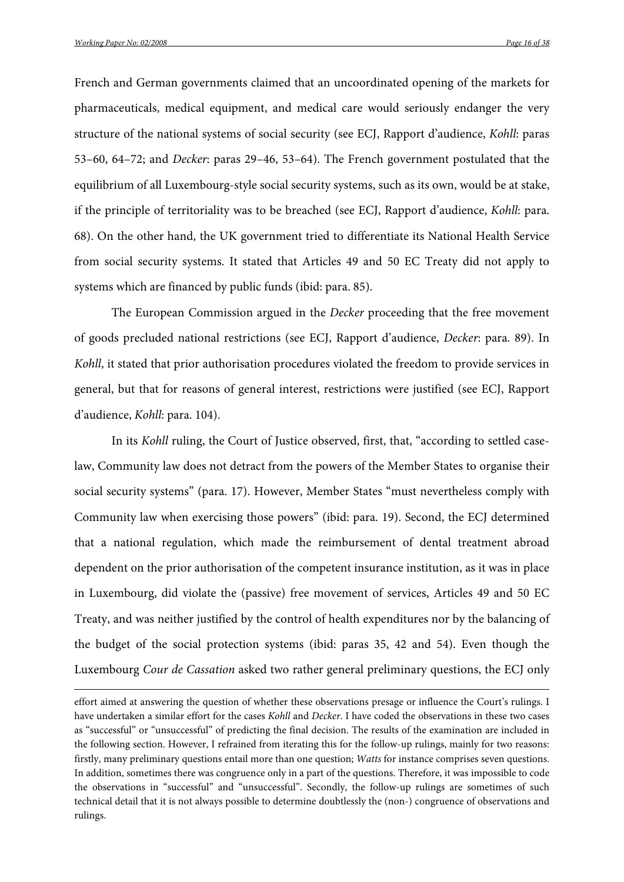French and German governments claimed that an uncoordinated opening of the markets for pharmaceuticals, medical equipment, and medical care would seriously endanger the very structure of the national systems of social security (see ECJ, Rapport d'audience, *Kohll*: paras 53–60, 64–72; and *Decker*: paras 29–46, 53–64). The French government postulated that the equilibrium of all Luxembourg-style social security systems, such as its own, would be at stake, if the principle of territoriality was to be breached (see ECJ, Rapport d'audience, *Kohll*: para. 68). On the other hand, the UK government tried to differentiate its National Health Service from social security systems. It stated that Articles 49 and 50 EC Treaty did not apply to systems which are financed by public funds (ibid: para. 85).

The European Commission argued in the *Decker* proceeding that the free movement of goods precluded national restrictions (see ECJ, Rapport d'audience, *Decker*: para. 89). In *Kohll*, it stated that prior authorisation procedures violated the freedom to provide services in general, but that for reasons of general interest, restrictions were justified (see ECJ, Rapport d'audience, *Kohll*: para. 104).

In its *Kohll* ruling, the Court of Justice observed, first, that, "according to settled case-law, Community law does not detract from the powers of the Member States to organise their social security systems" (para. 17). However, Member States "must nevertheless comply with Community law when exercising those powers" (ibid: para. 19). Second, the ECJ determined that a national regulation, which made the reimbursement of dental treatment abroad dependent on the prior authorisation of the competent insurance institution, as it was in place in Luxembourg, did violate the (passive) free movement of services, Articles 49 and 50 EC Treaty, and was neither justified by the control of health expenditures nor by the balancing of the budget of the social protection systems (ibid: paras 35, 42 and 54). Even though the Luxembourg *Cour de Cassation* asked two rather general preliminary questions, the ECJ only

---

effort aimed at answering the question of whether these observations presage or influence the Court's rulings. I have undertaken a similar effort for the cases *Kohll* and *Decker*. I have coded the observations in these two cases as "successful" or "unsuccessful" of predicting the final decision. The results of the examination are included in the following section. However, I refrained from iterating this for the follow-up rulings, mainly for two reasons: firstly, many preliminary questions entail more than one question; *Watts* for instance comprises seven questions. In addition, sometimes there was congruence only in a part of the questions. Therefore, it was impossible to code the observations in "successful" and "unsuccessful". Secondly, the follow-up rulings are sometimes of such technical detail that it is not always possible to determine doubtlessly the (non-) congruence of observations and rulings.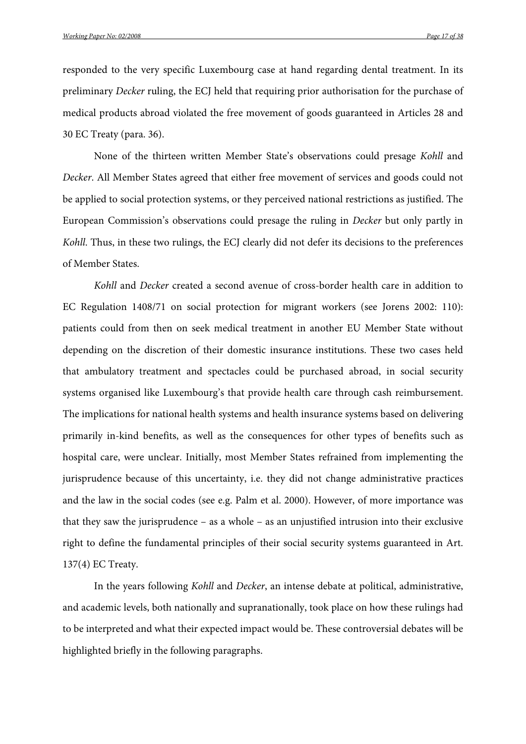responded to the very specific Luxembourg case at hand regarding dental treatment. In its preliminary *Decker* ruling, the ECJ held that requiring prior authorisation for the purchase of medical products abroad violated the free movement of goods guaranteed in Articles 28 and 30 EC Treaty (para. 36).

None of the thirteen written Member State's observations could presage *Kohll* and *Decker*. All Member States agreed that either free movement of services and goods could not be applied to social protection systems, or they perceived national restrictions as justified. The European Commission's observations could presage the ruling in *Decker* but only partly in *Kohll*. Thus, in these two rulings, the ECJ clearly did not defer its decisions to the preferences of Member States.

*Kohll* and *Decker* created a second avenue of cross-border health care in addition to EC Regulation 1408/71 on social protection for migrant workers (see Jorens 2002: 110): patients could from then on seek medical treatment in another EU Member State without depending on the discretion of their domestic insurance institutions. These two cases held that ambulatory treatment and spectacles could be purchased abroad, in social security systems organised like Luxembourg's that provide health care through cash reimbursement. The implications for national health systems and health insurance systems based on delivering primarily in-kind benefits, as well as the consequences for other types of benefits such as hospital care, were unclear. Initially, most Member States refrained from implementing the jurisprudence because of this uncertainty, i.e. they did not change administrative practices and the law in the social codes (see e.g. Palm et al. 2000). However, of more importance was that they saw the jurisprudence – as a whole – as an unjustified intrusion into their exclusive right to define the fundamental principles of their social security systems guaranteed in Art. 137(4) EC Treaty.

In the years following *Kohll* and *Decker*, an intense debate at political, administrative, and academic levels, both nationally and supranationally, took place on how these rulings had to be interpreted and what their expected impact would be. These controversial debates will be highlighted briefly in the following paragraphs.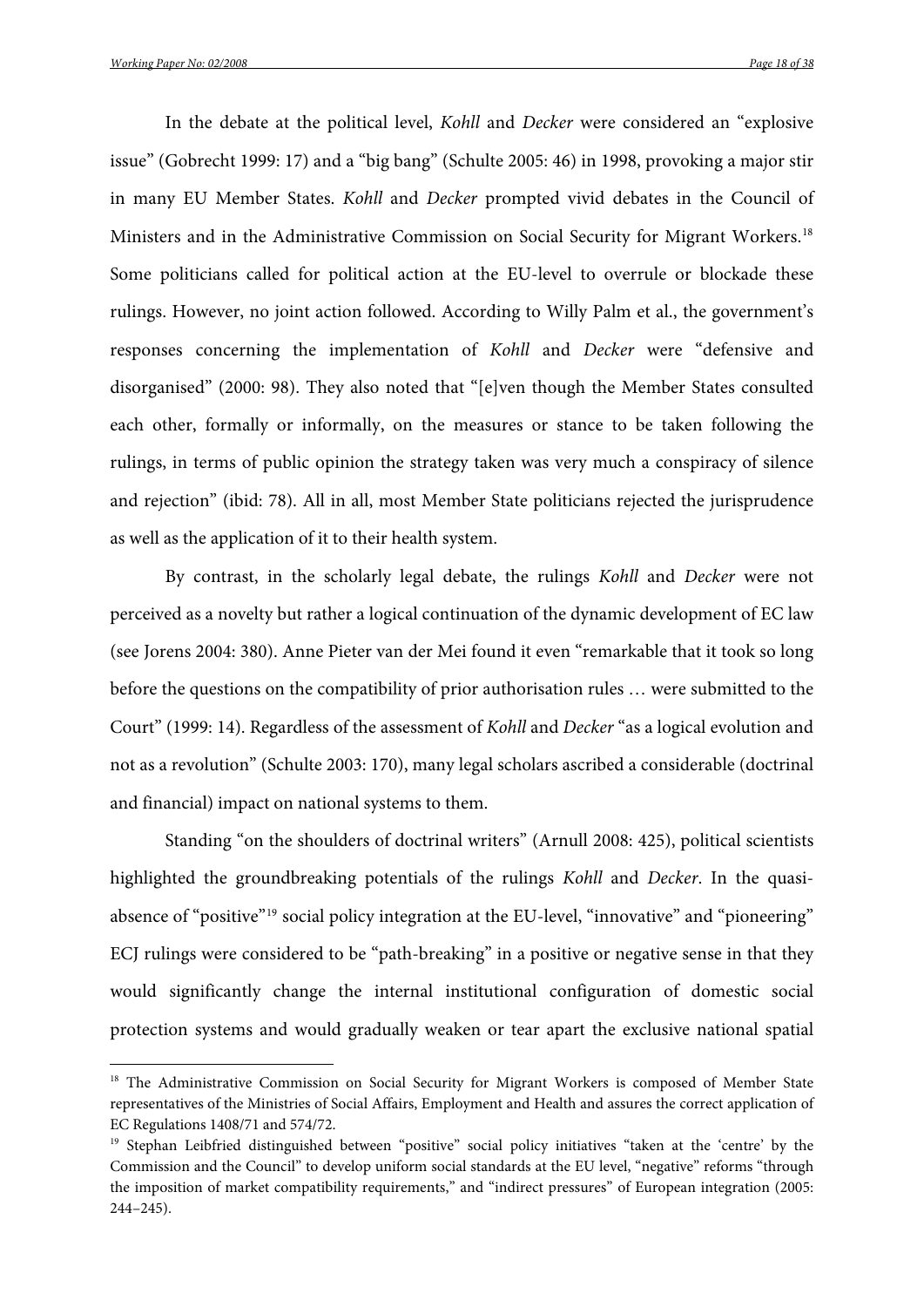In the debate at the political level, *Kohll* and *Decker* were considered an "explosive issue" (Gobrecht 1999: 17) and a "big bang" (Schulte 2005: 46) in 1998, provoking a major stir in many EU Member States. *Kohll* and *Decker* prompted vivid debates in the Council of Ministers and in the Administrative Commission on Social Security for Migrant Workers.[18] Some politicians called for political action at the EU-level to overrule or blockade these rulings. However, no joint action followed. According to Willy Palm et al., the government's responses concerning the implementation of *Kohll* and *Decker* were "defensive and disorganised" (2000: 98). They also noted that "[e]ven though the Member States consulted each other, formally or informally, on the measures or stance to be taken following the rulings, in terms of public opinion the strategy taken was very much a conspiracy of silence and rejection" (ibid: 78). All in all, most Member State politicians rejected the jurisprudence as well as the application of it to their health system.

By contrast, in the scholarly legal debate, the rulings *Kohll* and *Decker* were not perceived as a novelty but rather a logical continuation of the dynamic development of EC law (see Jorens 2004: 380). Anne Pieter van der Mei found it even "remarkable that it took so long before the questions on the compatibility of prior authorisation rules … were submitted to the Court" (1999: 14). Regardless of the assessment of *Kohll* and *Decker* "as a logical evolution and not as a revolution" (Schulte 2003: 170), many legal scholars ascribed a considerable (doctrinal and financial) impact on national systems to them.

Standing "on the shoulders of doctrinal writers" (Arnull 2008: 425), political scientists highlighted the groundbreaking potentials of the rulings *Kohll* and *Decker*. In the quasi-absence of "positive"[19] social policy integration at the EU-level, "innovative" and "pioneering" ECJ rulings were considered to be "path-breaking" in a positive or negative sense in that they would significantly change the internal institutional configuration of domestic social protection systems and would gradually weaken or tear apart the exclusive national spatial

---

[18] The Administrative Commission on Social Security for Migrant Workers is composed of Member State representatives of the Ministries of Social Affairs, Employment and Health and assures the correct application of EC Regulations 1408/71 and 574/72.

[19] Stephan Leibfried distinguished between "positive" social policy initiatives "taken at the 'centre' by the Commission and the Council" to develop uniform social standards at the EU level, "negative" reforms "through the imposition of market compatibility requirements," and "indirect pressures" of European integration (2005: 244–245).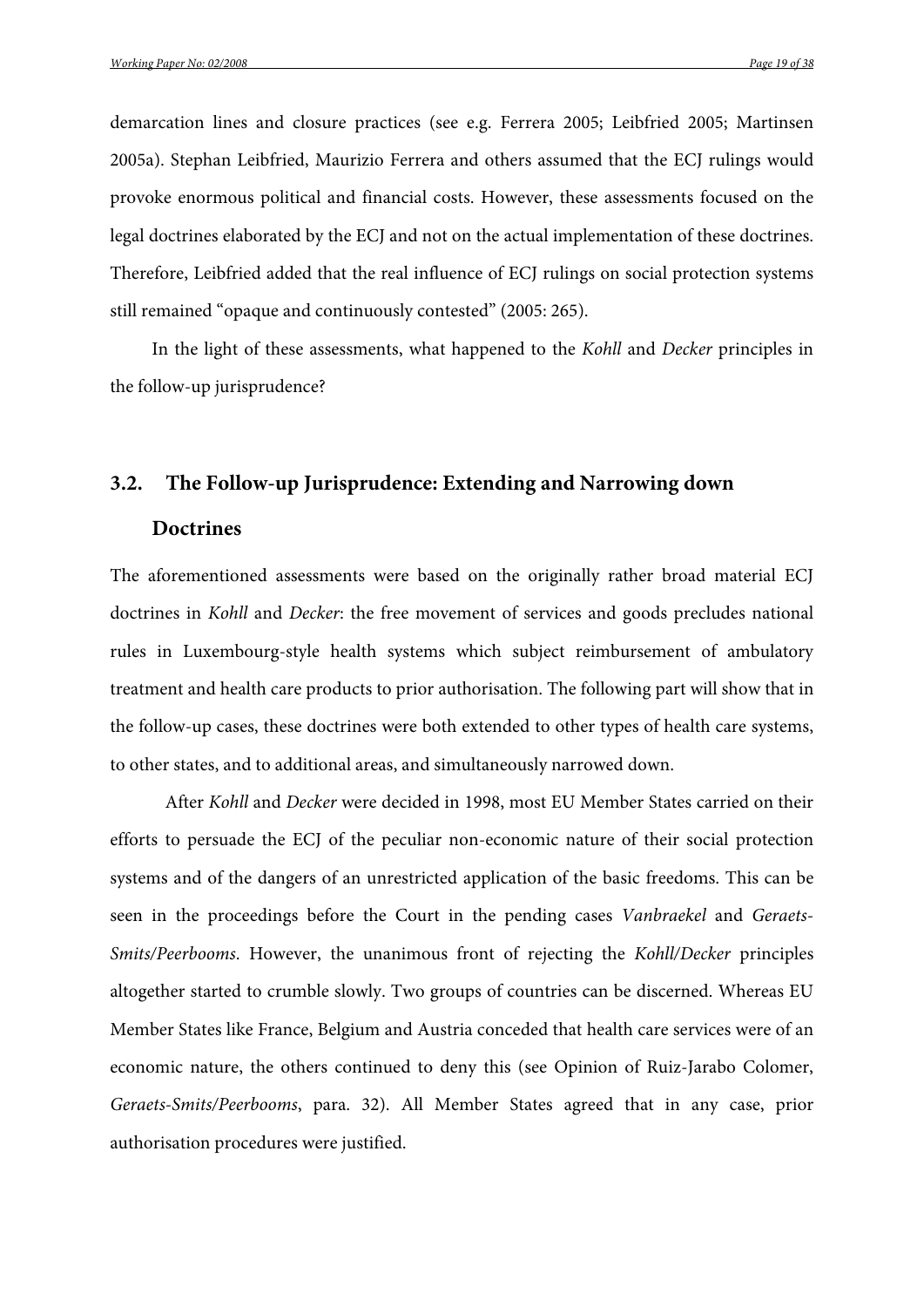demarcation lines and closure practices (see e.g. Ferrera 2005; Leibfried 2005; Martinsen 2005a). Stephan Leibfried, Maurizio Ferrera and others assumed that the ECJ rulings would provoke enormous political and financial costs. However, these assessments focused on the legal doctrines elaborated by the ECJ and not on the actual implementation of these doctrines. Therefore, Leibfried added that the real influence of ECJ rulings on social protection systems still remained "opaque and continuously contested" (2005: 265).

In the light of these assessments, what happened to the *Kohll* and *Decker* principles in the follow-up jurisprudence?

## 3.2. The Follow-up Jurisprudence: Extending and Narrowing down Doctrines

The aforementioned assessments were based on the originally rather broad material ECJ doctrines in *Kohll* and *Decker*: the free movement of services and goods precludes national rules in Luxembourg-style health systems which subject reimbursement of ambulatory treatment and health care products to prior authorisation. The following part will show that in the follow-up cases, these doctrines were both extended to other types of health care systems, to other states, and to additional areas, and simultaneously narrowed down.

After *Kohll* and *Decker* were decided in 1998, most EU Member States carried on their efforts to persuade the ECJ of the peculiar non-economic nature of their social protection systems and of the dangers of an unrestricted application of the basic freedoms. This can be seen in the proceedings before the Court in the pending cases *Vanbraekel* and *Geraets-Smits/Peerbooms*. However, the unanimous front of rejecting the *Kohll/Decker* principles altogether started to crumble slowly. Two groups of countries can be discerned. Whereas EU Member States like France, Belgium and Austria conceded that health care services were of an economic nature, the others continued to deny this (see Opinion of Ruiz-Jarabo Colomer, *Geraets-Smits/Peerbooms*, para. 32). All Member States agreed that in any case, prior authorisation procedures were justified.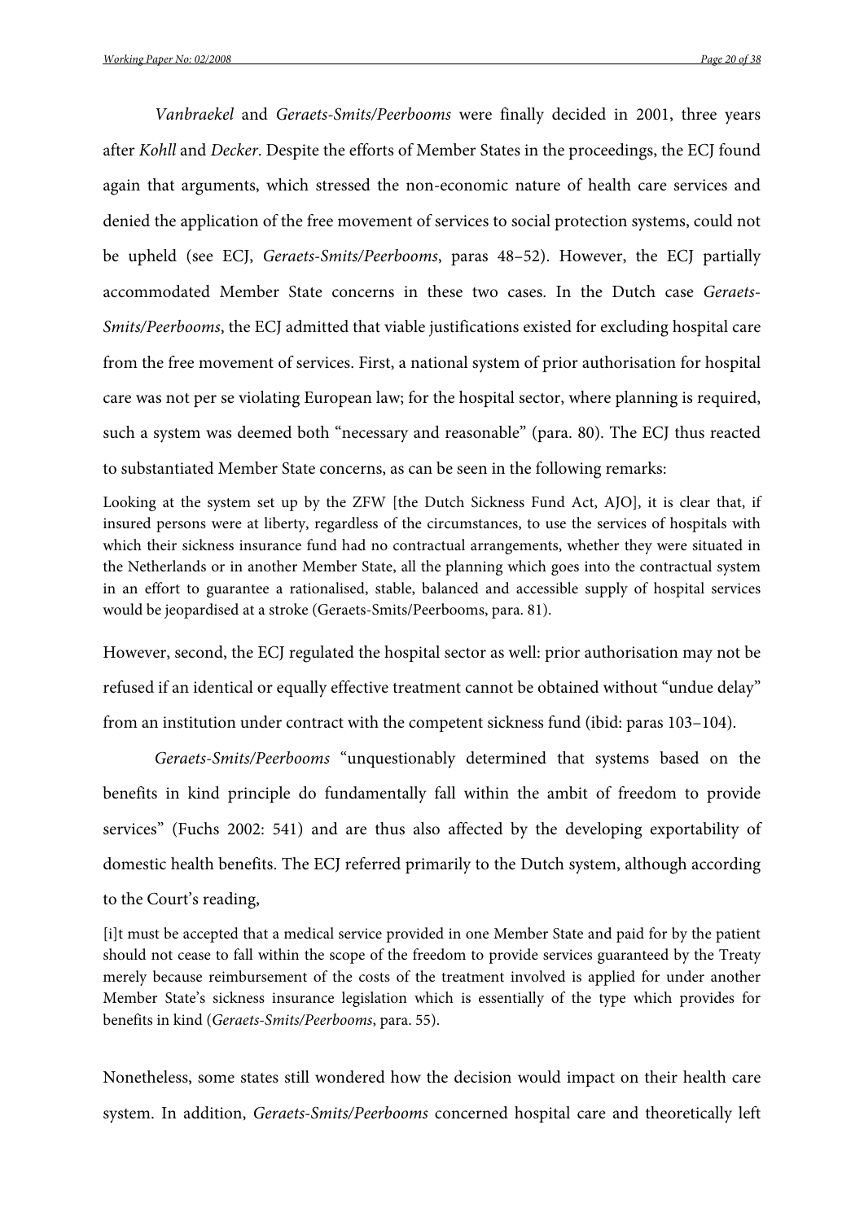*Vanbraekel* and *Geraets-Smits/Peerbooms* were finally decided in 2001, three years after *Kohll* and *Decker*. Despite the efforts of Member States in the proceedings, the ECJ found again that arguments, which stressed the non-economic nature of health care services and denied the application of the free movement of services to social protection systems, could not be upheld (see ECJ, *Geraets-Smits/Peerbooms*, paras 48–52). However, the ECJ partially accommodated Member State concerns in these two cases. In the Dutch case *Geraets-Smits/Peerbooms*, the ECJ admitted that viable justifications existed for excluding hospital care from the free movement of services. First, a national system of prior authorisation for hospital care was not per se violating European law; for the hospital sector, where planning is required, such a system was deemed both "necessary and reasonable" (para. 80). The ECJ thus reacted to substantiated Member State concerns, as can be seen in the following remarks:

> Looking at the system set up by the ZFW [the Dutch Sickness Fund Act, AJO], it is clear that, if insured persons were at liberty, regardless of the circumstances, to use the services of hospitals with which their sickness insurance fund had no contractual arrangements, whether they were situated in the Netherlands or in another Member State, all the planning which goes into the contractual system in an effort to guarantee a rationalised, stable, balanced and accessible supply of hospital services would be jeopardised at a stroke (Geraets-Smits/Peerbooms, para. 81).

However, second, the ECJ regulated the hospital sector as well: prior authorisation may not be refused if an identical or equally effective treatment cannot be obtained without "undue delay" from an institution under contract with the competent sickness fund (ibid: paras 103–104).

*Geraets-Smits/Peerbooms* "unquestionably determined that systems based on the benefits in kind principle do fundamentally fall within the ambit of freedom to provide services" (Fuchs 2002: 541) and are thus also affected by the developing exportability of domestic health benefits. The ECJ referred primarily to the Dutch system, although according to the Court's reading,

> [i]t must be accepted that a medical service provided in one Member State and paid for by the patient should not cease to fall within the scope of the freedom to provide services guaranteed by the Treaty merely because reimbursement of the costs of the treatment involved is applied for under another Member State's sickness insurance legislation which is essentially of the type which provides for benefits in kind (*Geraets-Smits/Peerbooms*, para. 55).

Nonetheless, some states still wondered how the decision would impact on their health care system. In addition, *Geraets-Smits/Peerbooms* concerned hospital care and theoretically left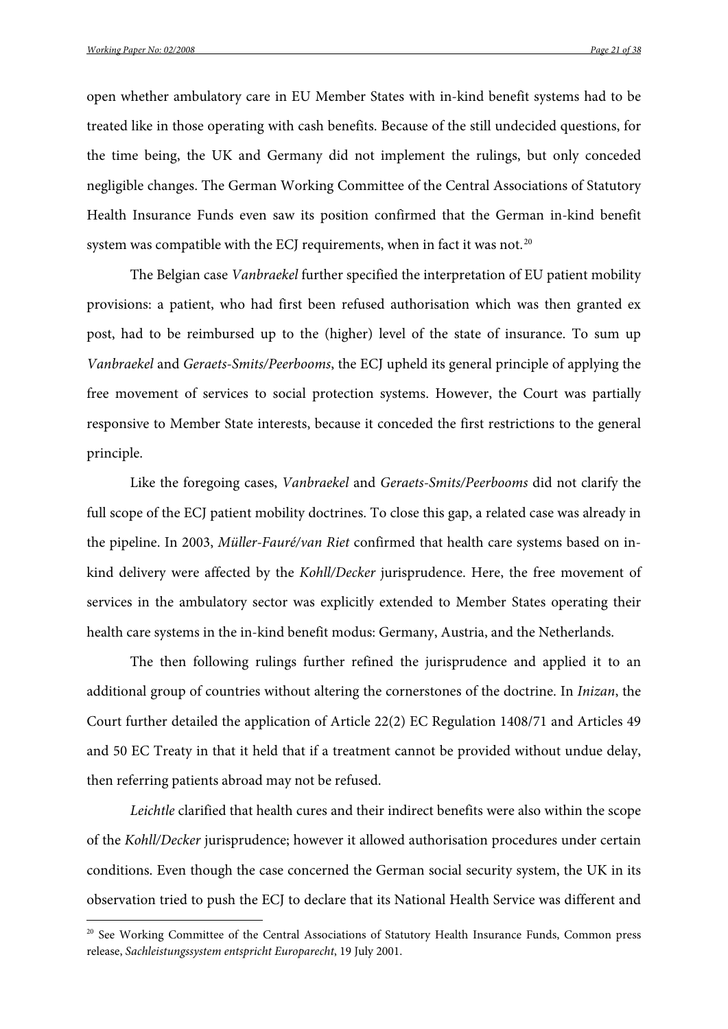open whether ambulatory care in EU Member States with in-kind benefit systems had to be treated like in those operating with cash benefits. Because of the still undecided questions, for the time being, the UK and Germany did not implement the rulings, but only conceded negligible changes. The German Working Committee of the Central Associations of Statutory Health Insurance Funds even saw its position confirmed that the German in-kind benefit system was compatible with the ECJ requirements, when in fact it was not.[20]

The Belgian case *Vanbraekel* further specified the interpretation of EU patient mobility provisions: a patient, who had first been refused authorisation which was then granted ex post, had to be reimbursed up to the (higher) level of the state of insurance. To sum up *Vanbraekel* and *Geraets-Smits/Peerbooms*, the ECJ upheld its general principle of applying the free movement of services to social protection systems. However, the Court was partially responsive to Member State interests, because it conceded the first restrictions to the general principle.

Like the foregoing cases, *Vanbraekel* and *Geraets-Smits/Peerbooms* did not clarify the full scope of the ECJ patient mobility doctrines. To close this gap, a related case was already in the pipeline. In 2003, *Müller-Fauré/van Riet* confirmed that health care systems based on in-kind delivery were affected by the *Kohll/Decker* jurisprudence. Here, the free movement of services in the ambulatory sector was explicitly extended to Member States operating their health care systems in the in-kind benefit modus: Germany, Austria, and the Netherlands.

The then following rulings further refined the jurisprudence and applied it to an additional group of countries without altering the cornerstones of the doctrine. In *Inizan*, the Court further detailed the application of Article 22(2) EC Regulation 1408/71 and Articles 49 and 50 EC Treaty in that it held that if a treatment cannot be provided without undue delay, then referring patients abroad may not be refused.

*Leichtle* clarified that health cures and their indirect benefits were also within the scope of the *Kohll/Decker* jurisprudence; however it allowed authorisation procedures under certain conditions. Even though the case concerned the German social security system, the UK in its observation tried to push the ECJ to declare that its National Health Service was different and

[20] See Working Committee of the Central Associations of Statutory Health Insurance Funds, Common press release, *Sachleistungssystem entspricht Europarecht*, 19 July 2001.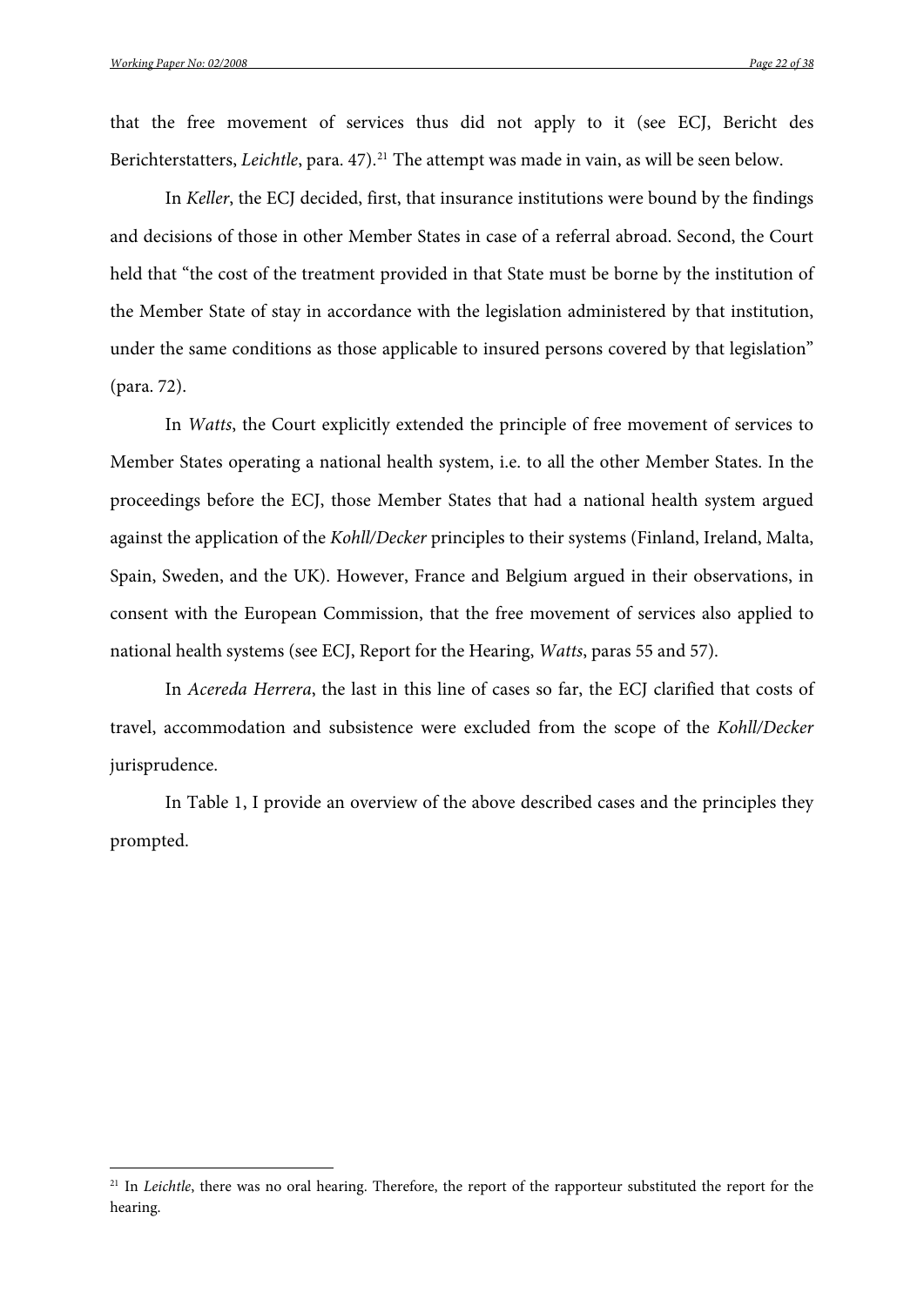that the free movement of services thus did not apply to it (see ECJ, Bericht des Berichterstatters, *Leichtle*, para. 47).[21] The attempt was made in vain, as will be seen below.

In *Keller*, the ECJ decided, first, that insurance institutions were bound by the findings and decisions of those in other Member States in case of a referral abroad. Second, the Court held that "the cost of the treatment provided in that State must be borne by the institution of the Member State of stay in accordance with the legislation administered by that institution, under the same conditions as those applicable to insured persons covered by that legislation" (para. 72).

In *Watts*, the Court explicitly extended the principle of free movement of services to Member States operating a national health system, i.e. to all the other Member States. In the proceedings before the ECJ, those Member States that had a national health system argued against the application of the *Kohll/Decker* principles to their systems (Finland, Ireland, Malta, Spain, Sweden, and the UK). However, France and Belgium argued in their observations, in consent with the European Commission, that the free movement of services also applied to national health systems (see ECJ, Report for the Hearing, *Watts*, paras 55 and 57).

In *Acereda Herrera*, the last in this line of cases so far, the ECJ clarified that costs of travel, accommodation and subsistence were excluded from the scope of the *Kohll/Decker* jurisprudence.

In Table 1, I provide an overview of the above described cases and the principles they prompted.

[21] In *Leichtle*, there was no oral hearing. Therefore, the report of the rapporteur substituted the report for the hearing.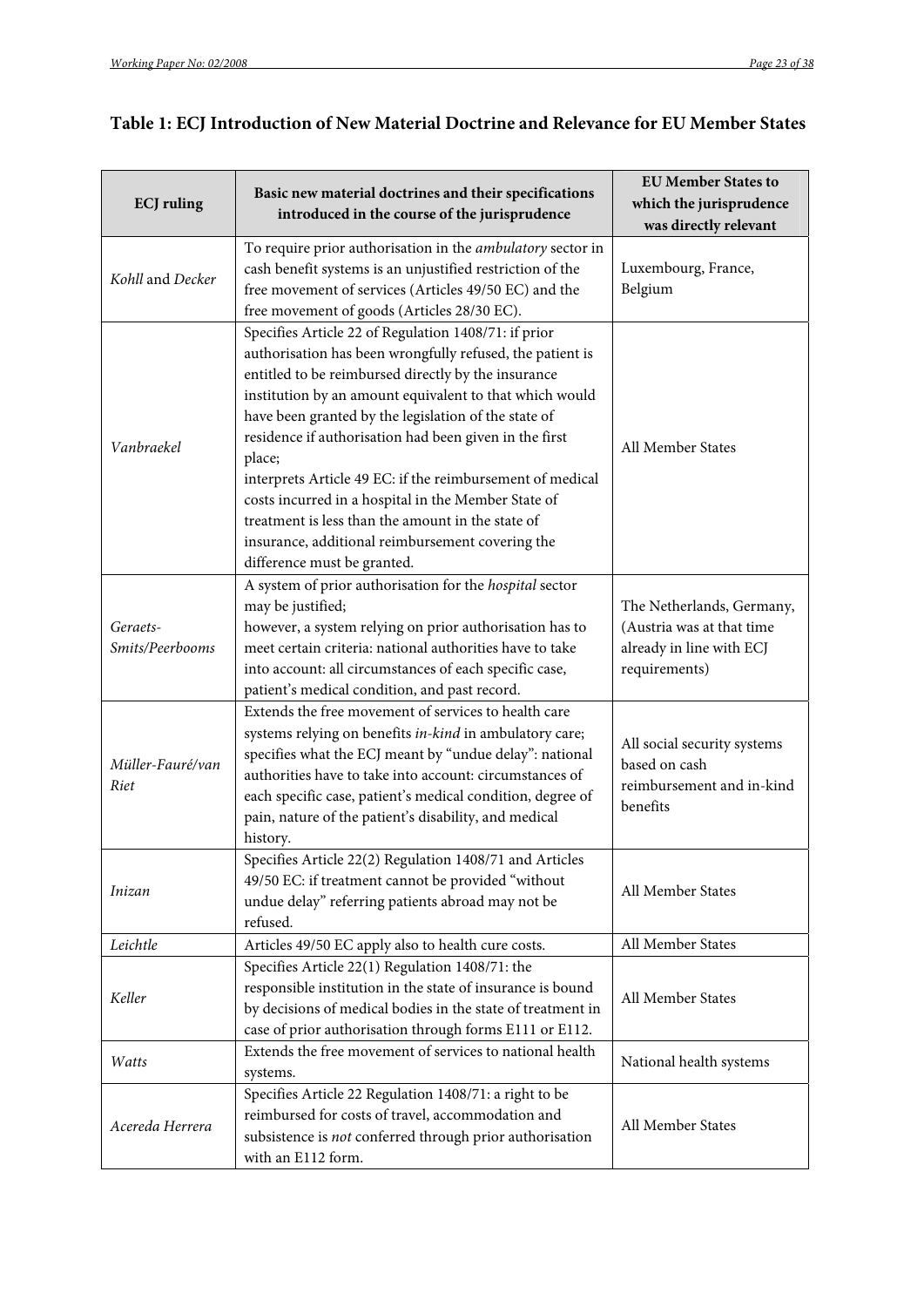## Table 1: ECJ Introduction of New Material Doctrine and Relevance for EU Member States

| ECJ ruling | Basic new material doctrines and their specifications introduced in the course of the jurisprudence | EU Member States to which the jurisprudence was directly relevant |
|---|---|---|
| *Kohll* and *Decker* | To require prior authorisation in the *ambulatory* sector in cash benefit systems is an unjustified restriction of the free movement of services (Articles 49/50 EC) and the free movement of goods (Articles 28/30 EC). | Luxembourg, France, Belgium |
| *Vanbraekel* | Specifies Article 22 of Regulation 1408/71: if prior authorisation has been wrongfully refused, the patient is entitled to be reimbursed directly by the insurance institution by an amount equivalent to that which would have been granted by the legislation of the state of residence if authorisation had been given in the first place;<br>interprets Article 49 EC: if the reimbursement of medical costs incurred in a hospital in the Member State of treatment is less than the amount in the state of insurance, additional reimbursement covering the difference must be granted. | All Member States |
| *Geraets-Smits/Peerbooms* | A system of prior authorisation for the *hospital* sector may be justified;<br>however, a system relying on prior authorisation has to meet certain criteria: national authorities have to take into account: all circumstances of each specific case, patient's medical condition, and past record. | The Netherlands, Germany, (Austria was at that time already in line with ECJ requirements) |
| *Müller-Fauré/van Riet* | Extends the free movement of services to health care systems relying on benefits *in-kind* in ambulatory care; specifies what the ECJ meant by "undue delay": national authorities have to take into account: circumstances of each specific case, patient's medical condition, degree of pain, nature of the patient's disability, and medical history. | All social security systems based on cash reimbursement and in-kind benefits |
| *Inizan* | Specifies Article 22(2) Regulation 1408/71 and Articles 49/50 EC: if treatment cannot be provided "without undue delay" referring patients abroad may not be refused. | All Member States |
| *Leichtle* | Articles 49/50 EC apply also to health cure costs. | All Member States |
| *Keller* | Specifies Article 22(1) Regulation 1408/71: the responsible institution in the state of insurance is bound by decisions of medical bodies in the state of treatment in case of prior authorisation through forms E111 or E112. | All Member States |
| *Watts* | Extends the free movement of services to national health systems. | National health systems |
| *Acereda Herrera* | Specifies Article 22 Regulation 1408/71: a right to be reimbursed for costs of travel, accommodation and subsistence is *not* conferred through prior authorisation with an E112 form. | All Member States |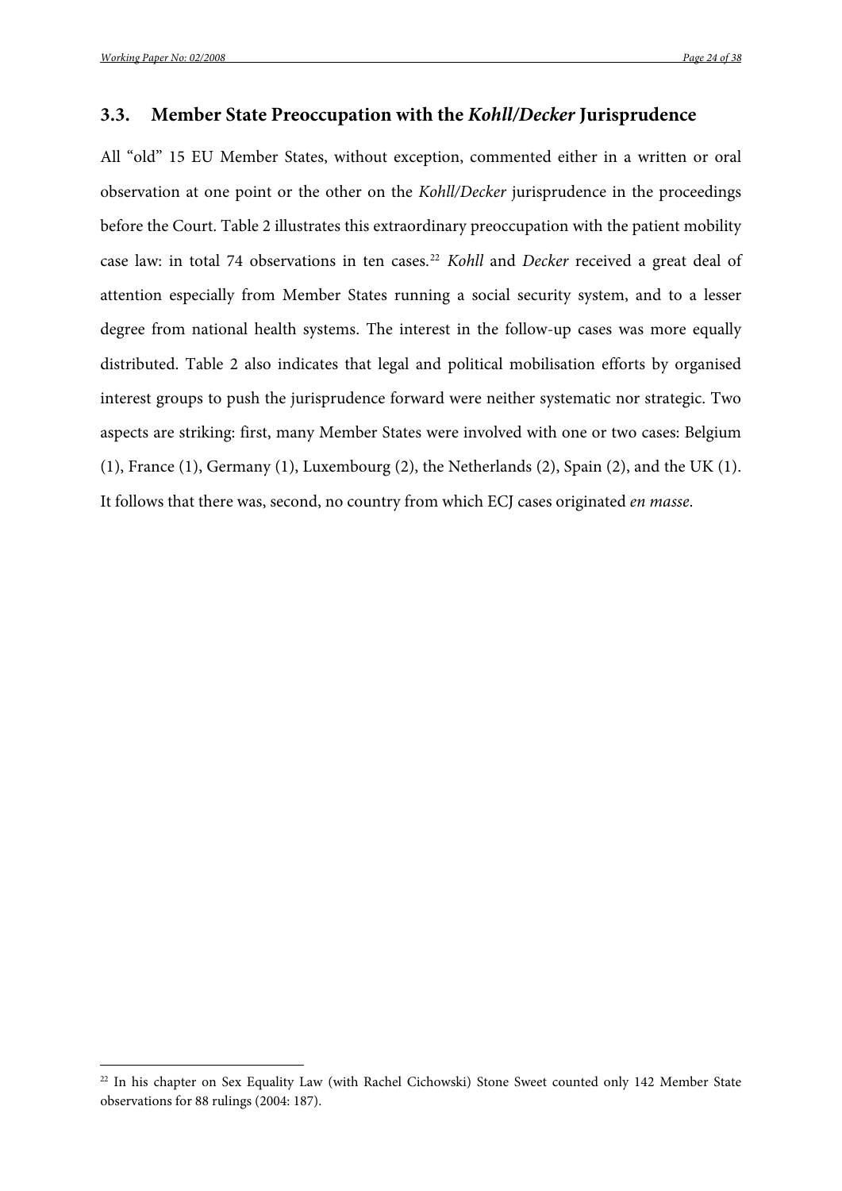## 3.3. Member State Preoccupation with the *Kohll/Decker* Jurisprudence

All "old" 15 EU Member States, without exception, commented either in a written or oral observation at one point or the other on the *Kohll/Decker* jurisprudence in the proceedings before the Court. Table 2 illustrates this extraordinary preoccupation with the patient mobility case law: in total 74 observations in ten cases.[22] *Kohll* and *Decker* received a great deal of attention especially from Member States running a social security system, and to a lesser degree from national health systems. The interest in the follow-up cases was more equally distributed. Table 2 also indicates that legal and political mobilisation efforts by organised interest groups to push the jurisprudence forward were neither systematic nor strategic. Two aspects are striking: first, many Member States were involved with one or two cases: Belgium (1), France (1), Germany (1), Luxembourg (2), the Netherlands (2), Spain (2), and the UK (1). It follows that there was, second, no country from which ECJ cases originated *en masse*.

[22] In his chapter on Sex Equality Law (with Rachel Cichowski) Stone Sweet counted only 142 Member State observations for 88 rulings (2004: 187).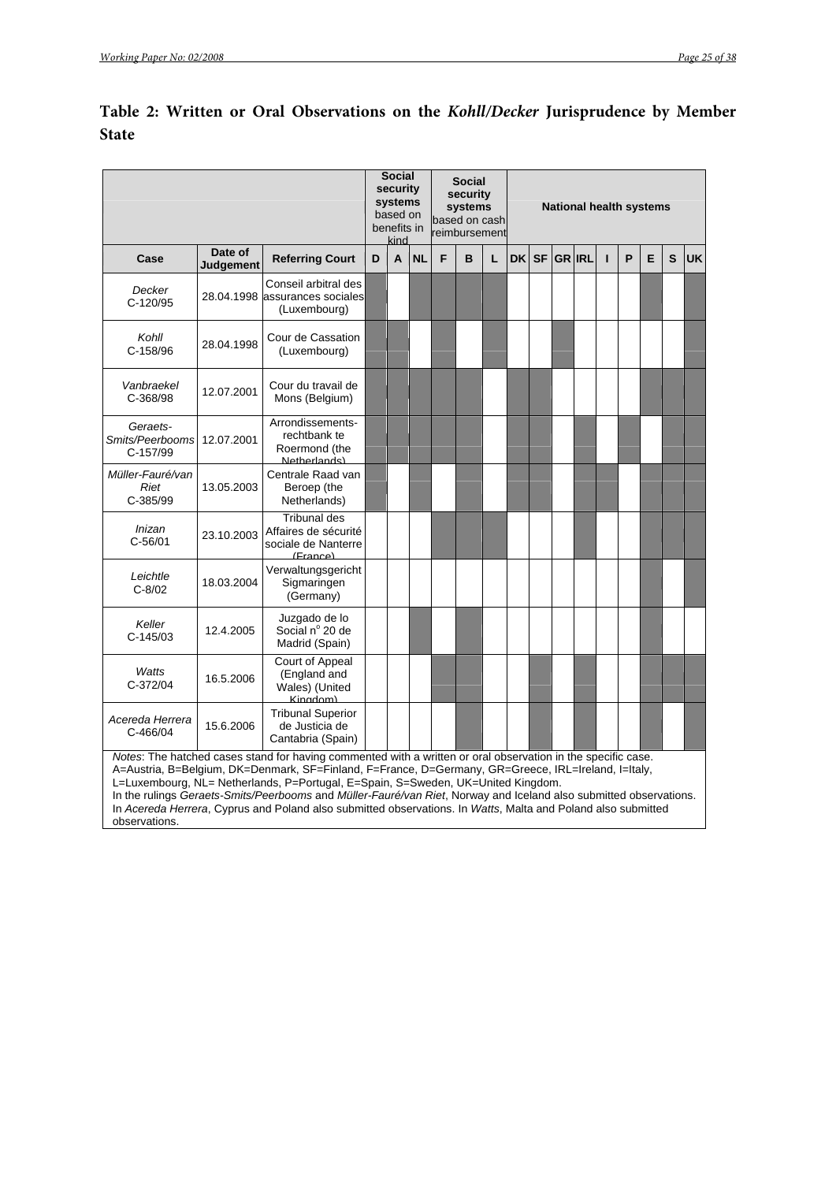## Table 2: Written or Oral Observations on the *Kohll/Decker* Jurisprudence by Member State

| | | | Social security systems based on benefits in kind | | | Social security systems based on cash reimbursement | | | National health systems | | | | | | | | |
|---|---|---|---|---|---|---|---|---|---|---|---|---|---|---|---|---|---|
| **Case** | **Date of Judgement** | **Referring Court** | **D** | **A** | **NL** | **F** | **B** | **L** | **DK** | **SF** | **GR** | **IRL** | **I** | **P** | **E** | **S** | **UK** |
| *Decker* C-120/95 | 28.04.1998 | Conseil arbitral des assurances sociales (Luxembourg) | X | | X | X | X | X | | | | | | | X | | X |
| *Kohll* C-158/96 | 28.04.1998 | Cour de Cassation (Luxembourg) | X | X | | X | | X | | | X | | | | | | X |
| *Vanbraekel* C-368/98 | 12.07.2001 | Cour du travail de Mons (Belgium) | X | X | X | X | X | | X | X | | | | | X | X | X |
| *Geraets-Smits/Peerbooms* C-157/99 | 12.07.2001 | Arrondissements-rechtbank te Roermond (the Netherlands) | X | X | X | X | X | | X | X | | X | | X | | X | X |
| *Müller-Fauré/van Riet* C-385/99 | 13.05.2003 | Centrale Raad van Beroep (the Netherlands) | X | | X | | X | | X | X | | X | X | | X | X | X |
| *Inizan* C-56/01 | 23.10.2003 | Tribunal des Affaires de sécurité sociale de Nanterre (France) | | | | X | X | X | | | | X | | | X | X | X |
| *Leichtle* C-8/02 | 18.03.2004 | Verwaltungsgericht Sigmaringen (Germany) | | | | | | | | | | | | | X | | X |
| *Keller* C-145/03 | 12.4.2005 | Juzgado de lo Social n° 20 de Madrid (Spain) | | | X | | X | | | | | | | | X | | |
| *Watts* C-372/04 | 16.5.2006 | Court of Appeal (England and Wales) (United Kingdom) | | | | X | X | | | X | | X | | | X | X | X |
| *Acereda Herrera* C-466/04 | 15.6.2006 | Tribunal Superior de Justicia de Cantabria (Spain) | | | | | X | | | X | | X | | | X | | X |

*Notes*: The hatched cases stand for having commented with a written or oral observation in the specific case. A=Austria, B=Belgium, DK=Denmark, SF=Finland, F=France, D=Germany, GR=Greece, IRL=Ireland, I=Italy, L=Luxembourg, NL= Netherlands, P=Portugal, E=Spain, S=Sweden, UK=United Kingdom.
In the rulings *Geraets-Smits/Peerbooms* and *Müller-Fauré/van Riet*, Norway and Iceland also submitted observations. In *Acereda Herrera*, Cyprus and Poland also submitted observations. In *Watts*, Malta and Poland also submitted observations.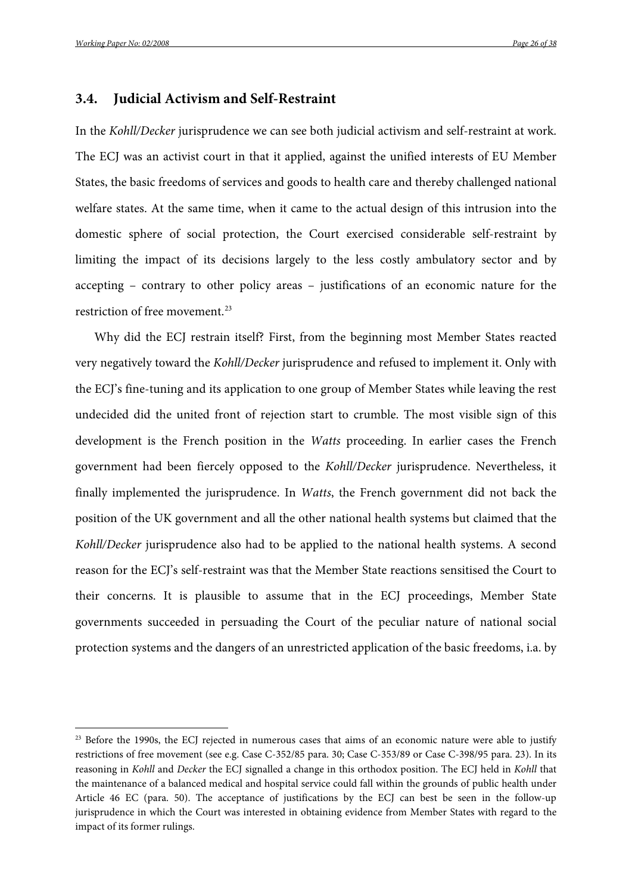### 3.4. Judicial Activism and Self-Restraint

In the *Kohll/Decker* jurisprudence we can see both judicial activism and self-restraint at work. The ECJ was an activist court in that it applied, against the unified interests of EU Member States, the basic freedoms of services and goods to health care and thereby challenged national welfare states. At the same time, when it came to the actual design of this intrusion into the domestic sphere of social protection, the Court exercised considerable self-restraint by limiting the impact of its decisions largely to the less costly ambulatory sector and by accepting – contrary to other policy areas – justifications of an economic nature for the restriction of free movement.[23]

Why did the ECJ restrain itself? First, from the beginning most Member States reacted very negatively toward the *Kohll/Decker* jurisprudence and refused to implement it. Only with the ECJ's fine-tuning and its application to one group of Member States while leaving the rest undecided did the united front of rejection start to crumble. The most visible sign of this development is the French position in the *Watts* proceeding. In earlier cases the French government had been fiercely opposed to the *Kohll/Decker* jurisprudence. Nevertheless, it finally implemented the jurisprudence. In *Watts*, the French government did not back the position of the UK government and all the other national health systems but claimed that the *Kohll/Decker* jurisprudence also had to be applied to the national health systems. A second reason for the ECJ's self-restraint was that the Member State reactions sensitised the Court to their concerns. It is plausible to assume that in the ECJ proceedings, Member State governments succeeded in persuading the Court of the peculiar nature of national social protection systems and the dangers of an unrestricted application of the basic freedoms, i.a. by

[23] Before the 1990s, the ECJ rejected in numerous cases that aims of an economic nature were able to justify restrictions of free movement (see e.g. Case C-352/85 para. 30; Case C-353/89 or Case C-398/95 para. 23). In its reasoning in *Kohll* and *Decker* the ECJ signalled a change in this orthodox position. The ECJ held in *Kohll* that the maintenance of a balanced medical and hospital service could fall within the grounds of public health under Article 46 EC (para. 50). The acceptance of justifications by the ECJ can best be seen in the follow-up jurisprudence in which the Court was interested in obtaining evidence from Member States with regard to the impact of its former rulings.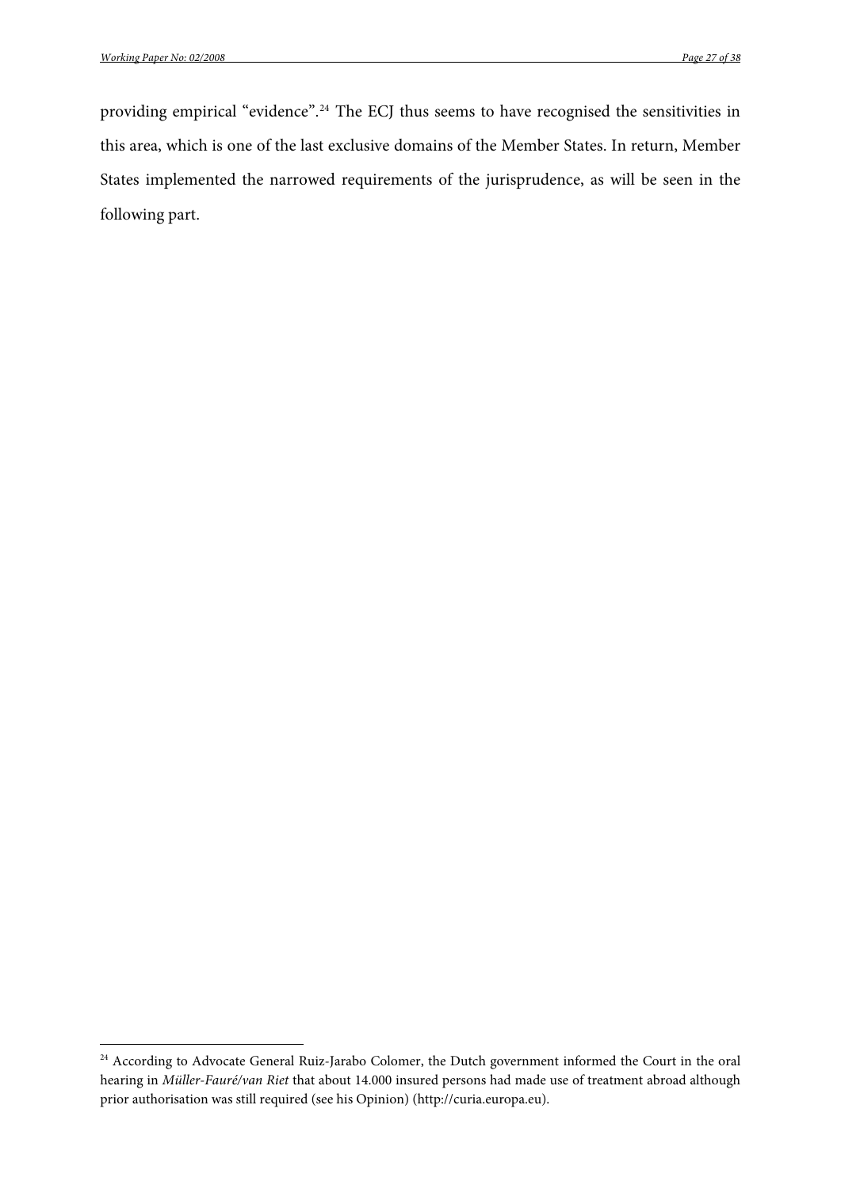providing empirical "evidence".[24] The ECJ thus seems to have recognised the sensitivities in this area, which is one of the last exclusive domains of the Member States. In return, Member States implemented the narrowed requirements of the jurisprudence, as will be seen in the following part.

---

[24] According to Advocate General Ruiz-Jarabo Colomer, the Dutch government informed the Court in the oral hearing in *Müller-Fauré/van Riet* that about 14.000 insured persons had made use of treatment abroad although prior authorisation was still required (see his Opinion) (http://curia.europa.eu).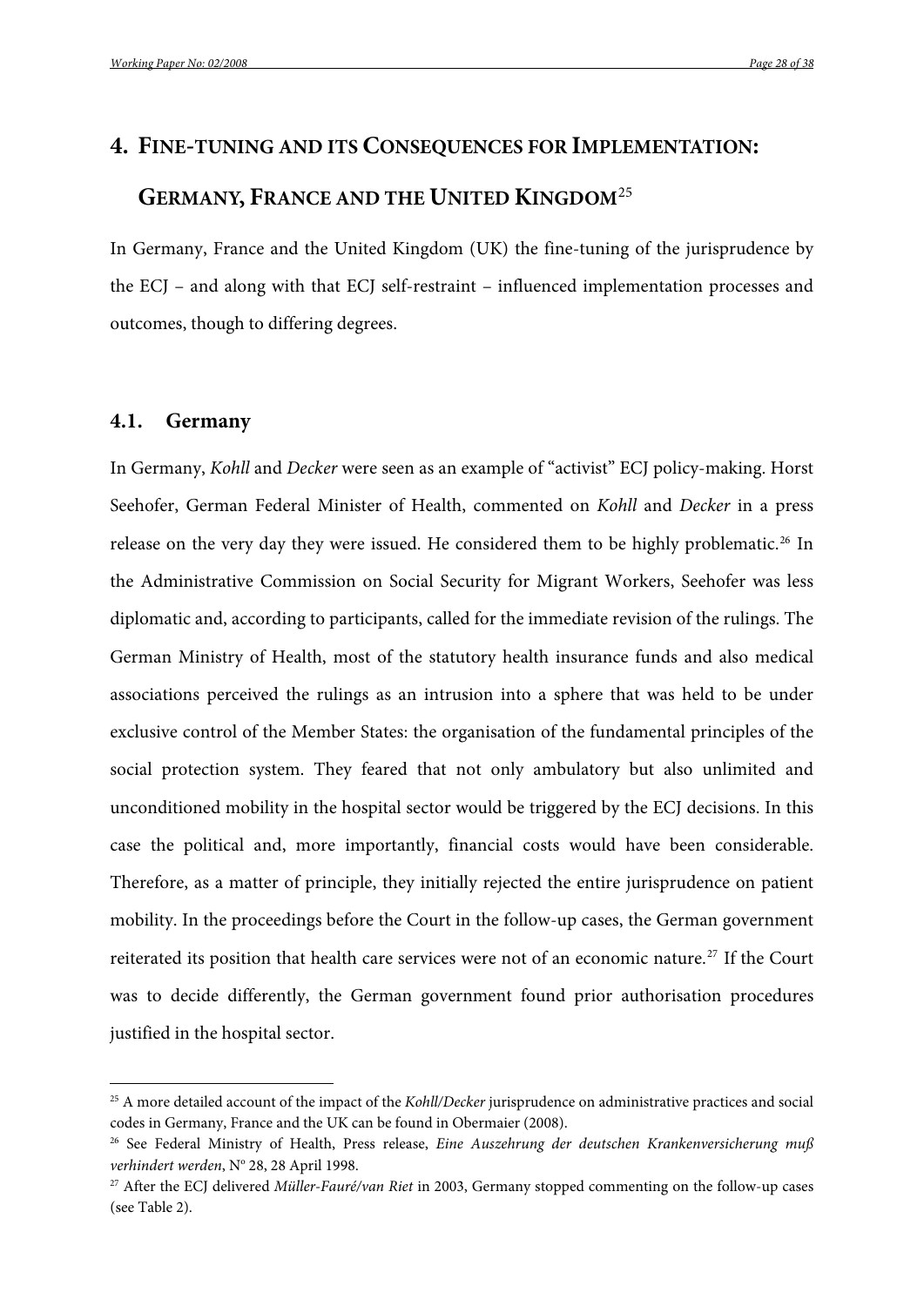## 4. Fine-tuning and its Consequences for Implementation: Germany, France and the United Kingdom[25]

In Germany, France and the United Kingdom (UK) the fine-tuning of the jurisprudence by the ECJ – and along with that ECJ self-restraint – influenced implementation processes and outcomes, though to differing degrees.

### 4.1. Germany

In Germany, *Kohll* and *Decker* were seen as an example of "activist" ECJ policy-making. Horst Seehofer, German Federal Minister of Health, commented on *Kohll* and *Decker* in a press release on the very day they were issued. He considered them to be highly problematic.[26] In the Administrative Commission on Social Security for Migrant Workers, Seehofer was less diplomatic and, according to participants, called for the immediate revision of the rulings. The German Ministry of Health, most of the statutory health insurance funds and also medical associations perceived the rulings as an intrusion into a sphere that was held to be under exclusive control of the Member States: the organisation of the fundamental principles of the social protection system. They feared that not only ambulatory but also unlimited and unconditioned mobility in the hospital sector would be triggered by the ECJ decisions. In this case the political and, more importantly, financial costs would have been considerable. Therefore, as a matter of principle, they initially rejected the entire jurisprudence on patient mobility. In the proceedings before the Court in the follow-up cases, the German government reiterated its position that health care services were not of an economic nature.[27] If the Court was to decide differently, the German government found prior authorisation procedures justified in the hospital sector.

---

[25] A more detailed account of the impact of the *Kohll/Decker* jurisprudence on administrative practices and social codes in Germany, France and the UK can be found in Obermaier (2008).

[26] See Federal Ministry of Health, Press release, *Eine Auszehrung der deutschen Krankenversicherung muß verhindert werden*, N° 28, 28 April 1998.

[27] After the ECJ delivered *Müller-Fauré/van Riet* in 2003, Germany stopped commenting on the follow-up cases (see Table 2).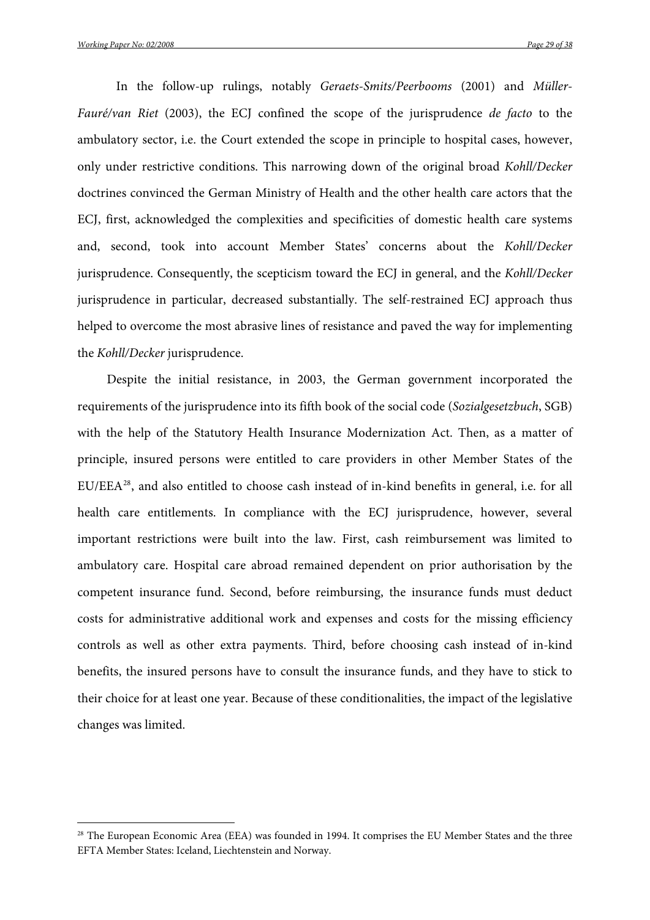In the follow-up rulings, notably *Geraets-Smits/Peerbooms* (2001) and *Müller-Fauré/van Riet* (2003), the ECJ confined the scope of the jurisprudence *de facto* to the ambulatory sector, i.e. the Court extended the scope in principle to hospital cases, however, only under restrictive conditions. This narrowing down of the original broad *Kohll/Decker* doctrines convinced the German Ministry of Health and the other health care actors that the ECJ, first, acknowledged the complexities and specificities of domestic health care systems and, second, took into account Member States' concerns about the *Kohll/Decker* jurisprudence. Consequently, the scepticism toward the ECJ in general, and the *Kohll/Decker* jurisprudence in particular, decreased substantially. The self-restrained ECJ approach thus helped to overcome the most abrasive lines of resistance and paved the way for implementing the *Kohll/Decker* jurisprudence.

Despite the initial resistance, in 2003, the German government incorporated the requirements of the jurisprudence into its fifth book of the social code (*Sozialgesetzbuch*, SGB) with the help of the Statutory Health Insurance Modernization Act. Then, as a matter of principle, insured persons were entitled to care providers in other Member States of the EU/EEA[28], and also entitled to choose cash instead of in-kind benefits in general, i.e. for all health care entitlements. In compliance with the ECJ jurisprudence, however, several important restrictions were built into the law. First, cash reimbursement was limited to ambulatory care. Hospital care abroad remained dependent on prior authorisation by the competent insurance fund. Second, before reimbursing, the insurance funds must deduct costs for administrative additional work and expenses and costs for the missing efficiency controls as well as other extra payments. Third, before choosing cash instead of in-kind benefits, the insured persons have to consult the insurance funds, and they have to stick to their choice for at least one year. Because of these conditionalities, the impact of the legislative changes was limited.

[28] The European Economic Area (EEA) was founded in 1994. It comprises the EU Member States and the three EFTA Member States: Iceland, Liechtenstein and Norway.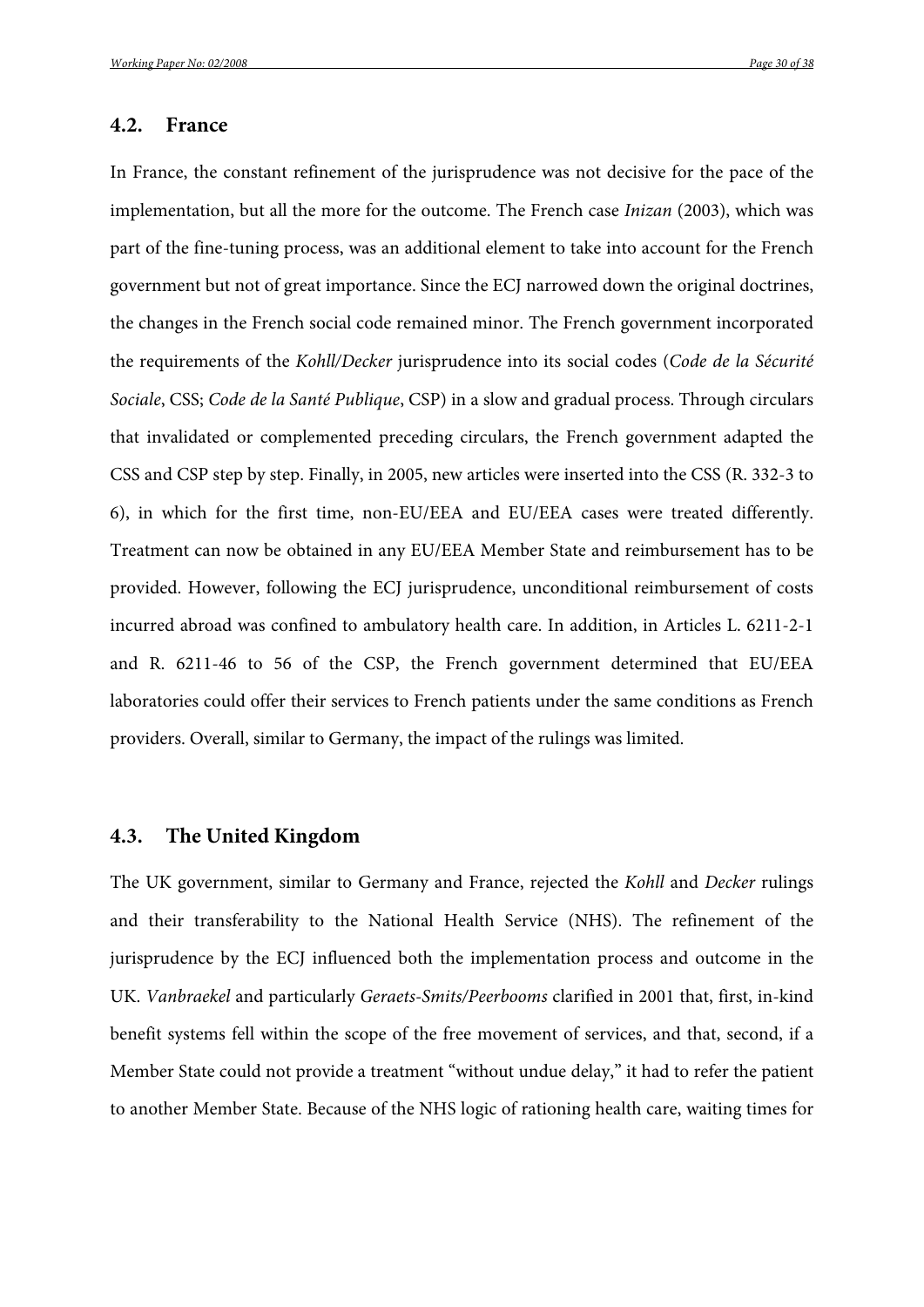### 4.2. France

In France, the constant refinement of the jurisprudence was not decisive for the pace of the implementation, but all the more for the outcome. The French case *Inizan* (2003), which was part of the fine-tuning process, was an additional element to take into account for the French government but not of great importance. Since the ECJ narrowed down the original doctrines, the changes in the French social code remained minor. The French government incorporated the requirements of the *Kohll/Decker* jurisprudence into its social codes (*Code de la Sécurité Sociale*, CSS; *Code de la Santé Publique*, CSP) in a slow and gradual process. Through circulars that invalidated or complemented preceding circulars, the French government adapted the CSS and CSP step by step. Finally, in 2005, new articles were inserted into the CSS (R. 332-3 to 6), in which for the first time, non-EU/EEA and EU/EEA cases were treated differently. Treatment can now be obtained in any EU/EEA Member State and reimbursement has to be provided. However, following the ECJ jurisprudence, unconditional reimbursement of costs incurred abroad was confined to ambulatory health care. In addition, in Articles L. 6211-2-1 and R. 6211-46 to 56 of the CSP, the French government determined that EU/EEA laboratories could offer their services to French patients under the same conditions as French providers. Overall, similar to Germany, the impact of the rulings was limited.

### 4.3. The United Kingdom

The UK government, similar to Germany and France, rejected the *Kohll* and *Decker* rulings and their transferability to the National Health Service (NHS). The refinement of the jurisprudence by the ECJ influenced both the implementation process and outcome in the UK. *Vanbraekel* and particularly *Geraets-Smits/Peerbooms* clarified in 2001 that, first, in-kind benefit systems fell within the scope of the free movement of services, and that, second, if a Member State could not provide a treatment "without undue delay," it had to refer the patient to another Member State. Because of the NHS logic of rationing health care, waiting times for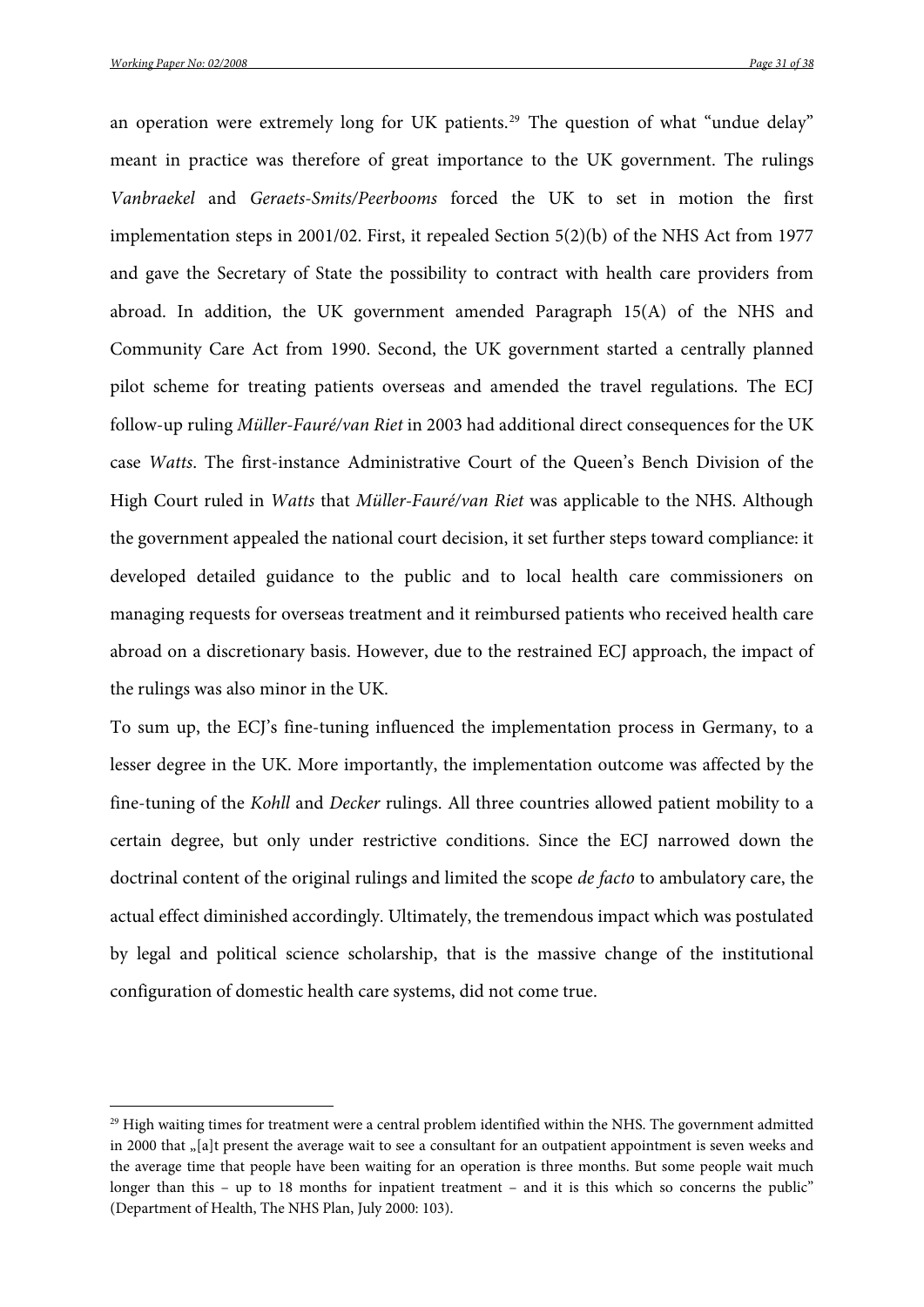an operation were extremely long for UK patients.[29] The question of what "undue delay" meant in practice was therefore of great importance to the UK government. The rulings *Vanbraekel* and *Geraets-Smits/Peerbooms* forced the UK to set in motion the first implementation steps in 2001/02. First, it repealed Section 5(2)(b) of the NHS Act from 1977 and gave the Secretary of State the possibility to contract with health care providers from abroad. In addition, the UK government amended Paragraph 15(A) of the NHS and Community Care Act from 1990. Second, the UK government started a centrally planned pilot scheme for treating patients overseas and amended the travel regulations. The ECJ follow-up ruling *Müller-Fauré/van Riet* in 2003 had additional direct consequences for the UK case *Watts*. The first-instance Administrative Court of the Queen's Bench Division of the High Court ruled in *Watts* that *Müller-Fauré/van Riet* was applicable to the NHS. Although the government appealed the national court decision, it set further steps toward compliance: it developed detailed guidance to the public and to local health care commissioners on managing requests for overseas treatment and it reimbursed patients who received health care abroad on a discretionary basis. However, due to the restrained ECJ approach, the impact of the rulings was also minor in the UK.

To sum up, the ECJ's fine-tuning influenced the implementation process in Germany, to a lesser degree in the UK. More importantly, the implementation outcome was affected by the fine-tuning of the *Kohll* and *Decker* rulings. All three countries allowed patient mobility to a certain degree, but only under restrictive conditions. Since the ECJ narrowed down the doctrinal content of the original rulings and limited the scope *de facto* to ambulatory care, the actual effect diminished accordingly. Ultimately, the tremendous impact which was postulated by legal and political science scholarship, that is the massive change of the institutional configuration of domestic health care systems, did not come true.

---

[29] High waiting times for treatment were a central problem identified within the NHS. The government admitted in 2000 that „[a]t present the average wait to see a consultant for an outpatient appointment is seven weeks and the average time that people have been waiting for an operation is three months. But some people wait much longer than this – up to 18 months for inpatient treatment – and it is this which so concerns the public" (Department of Health, The NHS Plan, July 2000: 103).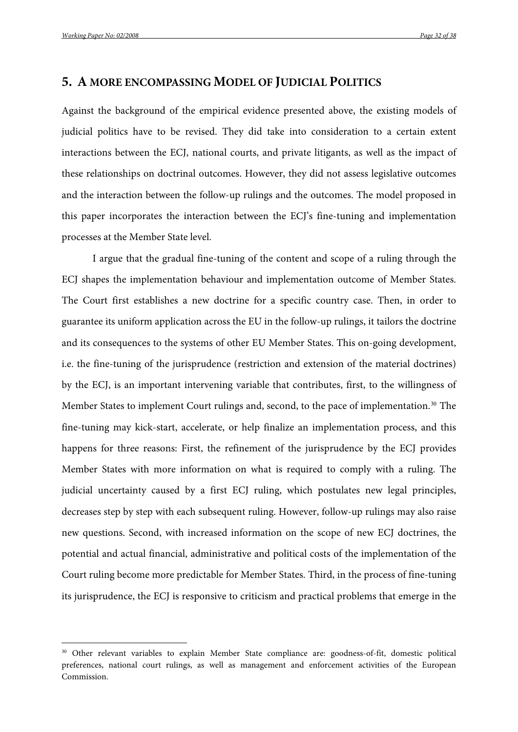## 5. A MORE ENCOMPASSING MODEL OF JUDICIAL POLITICS

Against the background of the empirical evidence presented above, the existing models of judicial politics have to be revised. They did take into consideration to a certain extent interactions between the ECJ, national courts, and private litigants, as well as the impact of these relationships on doctrinal outcomes. However, they did not assess legislative outcomes and the interaction between the follow-up rulings and the outcomes. The model proposed in this paper incorporates the interaction between the ECJ's fine-tuning and implementation processes at the Member State level.

I argue that the gradual fine-tuning of the content and scope of a ruling through the ECJ shapes the implementation behaviour and implementation outcome of Member States. The Court first establishes a new doctrine for a specific country case. Then, in order to guarantee its uniform application across the EU in the follow-up rulings, it tailors the doctrine and its consequences to the systems of other EU Member States. This on-going development, i.e. the fine-tuning of the jurisprudence (restriction and extension of the material doctrines) by the ECJ, is an important intervening variable that contributes, first, to the willingness of Member States to implement Court rulings and, second, to the pace of implementation.[30] The fine-tuning may kick-start, accelerate, or help finalize an implementation process, and this happens for three reasons: First, the refinement of the jurisprudence by the ECJ provides Member States with more information on what is required to comply with a ruling. The judicial uncertainty caused by a first ECJ ruling, which postulates new legal principles, decreases step by step with each subsequent ruling. However, follow-up rulings may also raise new questions. Second, with increased information on the scope of new ECJ doctrines, the potential and actual financial, administrative and political costs of the implementation of the Court ruling become more predictable for Member States. Third, in the process of fine-tuning its jurisprudence, the ECJ is responsive to criticism and practical problems that emerge in the

[30] Other relevant variables to explain Member State compliance are: goodness-of-fit, domestic political preferences, national court rulings, as well as management and enforcement activities of the European Commission.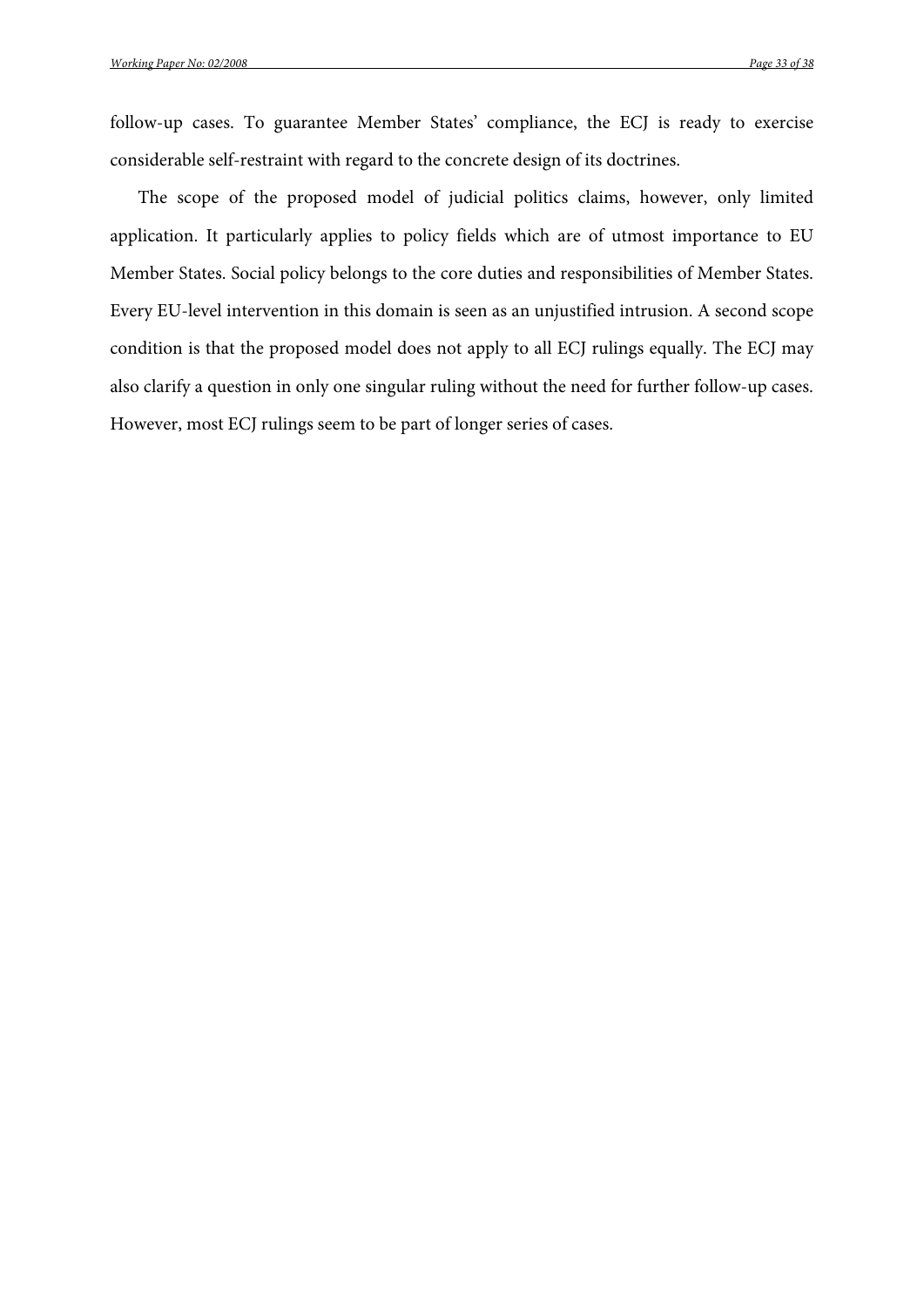follow-up cases. To guarantee Member States' compliance, the ECJ is ready to exercise considerable self-restraint with regard to the concrete design of its doctrines.

The scope of the proposed model of judicial politics claims, however, only limited application. It particularly applies to policy fields which are of utmost importance to EU Member States. Social policy belongs to the core duties and responsibilities of Member States. Every EU-level intervention in this domain is seen as an unjustified intrusion. A second scope condition is that the proposed model does not apply to all ECJ rulings equally. The ECJ may also clarify a question in only one singular ruling without the need for further follow-up cases. However, most ECJ rulings seem to be part of longer series of cases.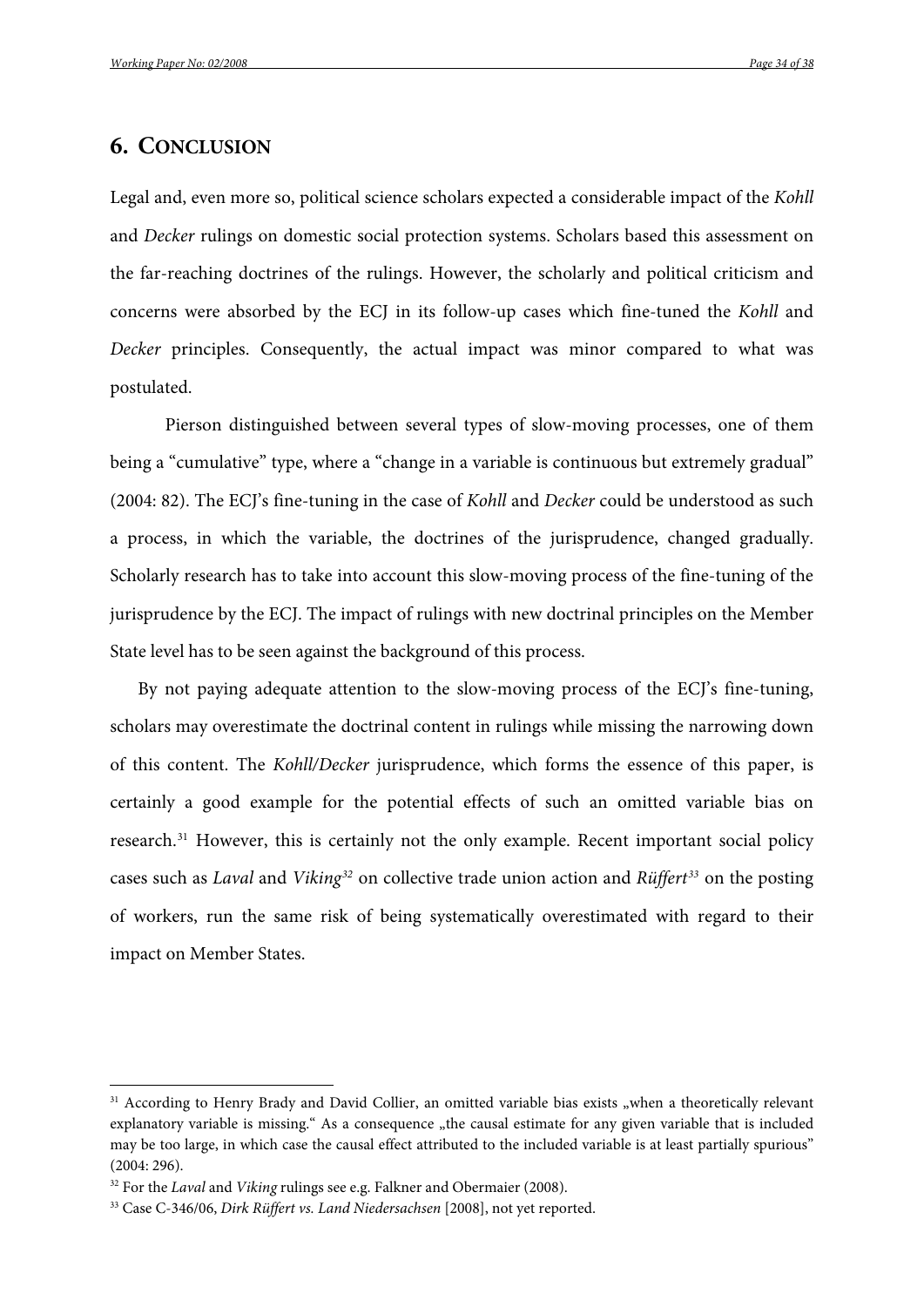## 6. Conclusion

Legal and, even more so, political science scholars expected a considerable impact of the *Kohll* and *Decker* rulings on domestic social protection systems. Scholars based this assessment on the far-reaching doctrines of the rulings. However, the scholarly and political criticism and concerns were absorbed by the ECJ in its follow-up cases which fine-tuned the *Kohll* and *Decker* principles. Consequently, the actual impact was minor compared to what was postulated.

Pierson distinguished between several types of slow-moving processes, one of them being a "cumulative" type, where a "change in a variable is continuous but extremely gradual" (2004: 82). The ECJ's fine-tuning in the case of *Kohll* and *Decker* could be understood as such a process, in which the variable, the doctrines of the jurisprudence, changed gradually. Scholarly research has to take into account this slow-moving process of the fine-tuning of the jurisprudence by the ECJ. The impact of rulings with new doctrinal principles on the Member State level has to be seen against the background of this process.

By not paying adequate attention to the slow-moving process of the ECJ's fine-tuning, scholars may overestimate the doctrinal content in rulings while missing the narrowing down of this content. The *Kohll/Decker* jurisprudence, which forms the essence of this paper, is certainly a good example for the potential effects of such an omitted variable bias on research.[31] However, this is certainly not the only example. Recent important social policy cases such as *Laval* and *Viking*[32] on collective trade union action and *Rüffert*[33] on the posting of workers, run the same risk of being systematically overestimated with regard to their impact on Member States.

---

[31] According to Henry Brady and David Collier, an omitted variable bias exists „when a theoretically relevant explanatory variable is missing." As a consequence „the causal estimate for any given variable that is included may be too large, in which case the causal effect attributed to the included variable is at least partially spurious" (2004: 296).

[32] For the *Laval* and *Viking* rulings see e.g. Falkner and Obermaier (2008).

[33] Case C-346/06, *Dirk Rüffert vs. Land Niedersachsen* [2008], not yet reported.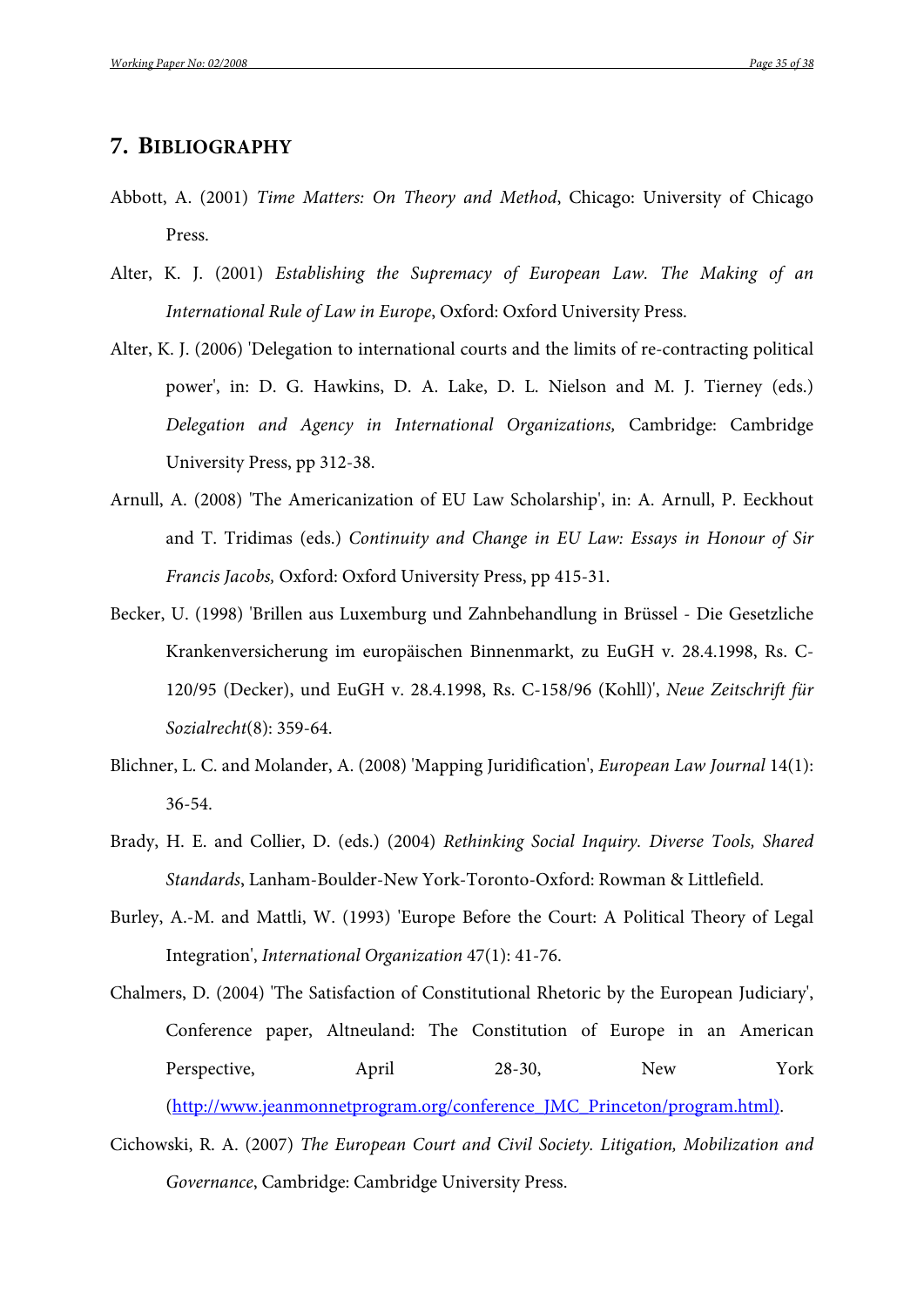## 7. Bibliography

Abbott, A. (2001) *Time Matters: On Theory and Method*, Chicago: University of Chicago Press.

Alter, K. J. (2001) *Establishing the Supremacy of European Law. The Making of an International Rule of Law in Europe*, Oxford: Oxford University Press.

Alter, K. J. (2006) 'Delegation to international courts and the limits of re-contracting political power', in: D. G. Hawkins, D. A. Lake, D. L. Nielson and M. J. Tierney (eds.) *Delegation and Agency in International Organizations,* Cambridge: Cambridge University Press, pp 312-38.

Arnull, A. (2008) 'The Americanization of EU Law Scholarship', in: A. Arnull, P. Eeckhout and T. Tridimas (eds.) *Continuity and Change in EU Law: Essays in Honour of Sir Francis Jacobs,* Oxford: Oxford University Press, pp 415-31.

Becker, U. (1998) 'Brillen aus Luxemburg und Zahnbehandlung in Brüssel - Die Gesetzliche Krankenversicherung im europäischen Binnenmarkt, zu EuGH v. 28.4.1998, Rs. C-120/95 (Decker), und EuGH v. 28.4.1998, Rs. C-158/96 (Kohll)', *Neue Zeitschrift für Sozialrecht*(8): 359-64.

Blichner, L. C. and Molander, A. (2008) 'Mapping Juridification', *European Law Journal* 14(1): 36-54.

Brady, H. E. and Collier, D. (eds.) (2004) *Rethinking Social Inquiry. Diverse Tools, Shared Standards*, Lanham-Boulder-New York-Toronto-Oxford: Rowman & Littlefield.

Burley, A.-M. and Mattli, W. (1993) 'Europe Before the Court: A Political Theory of Legal Integration', *International Organization* 47(1): 41-76.

Chalmers, D. (2004) 'The Satisfaction of Constitutional Rhetoric by the European Judiciary', Conference paper, Altneuland: The Constitution of Europe in an American Perspective, April 28-30, New York (http://www.jeanmonnetprogram.org/conference_JMC_Princeton/program.html).

Cichowski, R. A. (2007) *The European Court and Civil Society. Litigation, Mobilization and Governance*, Cambridge: Cambridge University Press.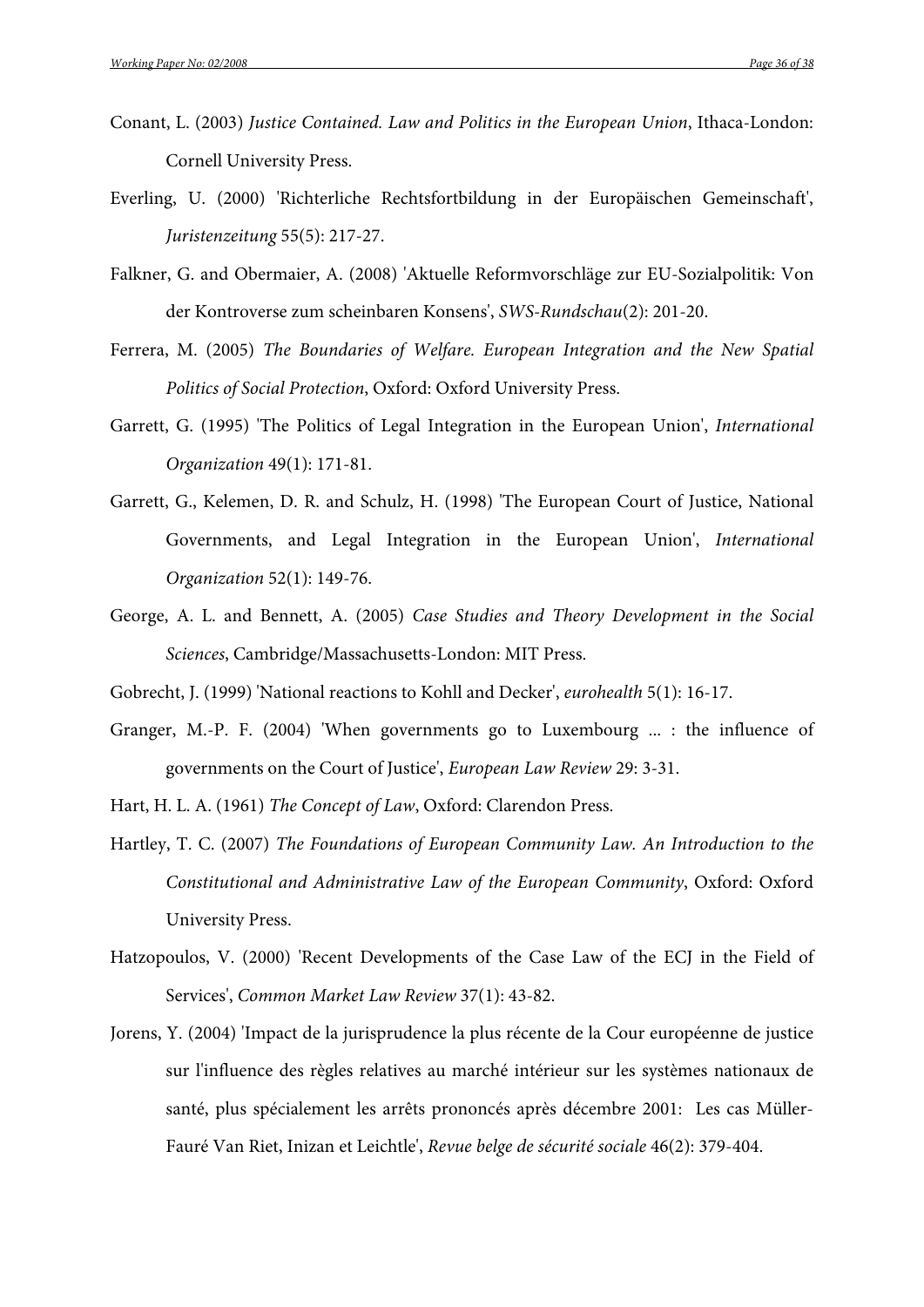Conant, L. (2003) *Justice Contained. Law and Politics in the European Union*, Ithaca-London: Cornell University Press.

Everling, U. (2000) 'Richterliche Rechtsfortbildung in der Europäischen Gemeinschaft', *Juristenzeitung* 55(5): 217-27.

Falkner, G. and Obermaier, A. (2008) 'Aktuelle Reformvorschläge zur EU-Sozialpolitik: Von der Kontroverse zum scheinbaren Konsens', *SWS-Rundschau*(2): 201-20.

Ferrera, M. (2005) *The Boundaries of Welfare. European Integration and the New Spatial Politics of Social Protection*, Oxford: Oxford University Press.

Garrett, G. (1995) 'The Politics of Legal Integration in the European Union', *International Organization* 49(1): 171-81.

Garrett, G., Kelemen, D. R. and Schulz, H. (1998) 'The European Court of Justice, National Governments, and Legal Integration in the European Union', *International Organization* 52(1): 149-76.

George, A. L. and Bennett, A. (2005) *Case Studies and Theory Development in the Social Sciences*, Cambridge/Massachusetts-London: MIT Press.

Gobrecht, J. (1999) 'National reactions to Kohll and Decker', *eurohealth* 5(1): 16-17.

Granger, M.-P. F. (2004) 'When governments go to Luxembourg ... : the influence of governments on the Court of Justice', *European Law Review* 29: 3-31.

Hart, H. L. A. (1961) *The Concept of Law*, Oxford: Clarendon Press.

Hartley, T. C. (2007) *The Foundations of European Community Law. An Introduction to the Constitutional and Administrative Law of the European Community*, Oxford: Oxford University Press.

Hatzopoulos, V. (2000) 'Recent Developments of the Case Law of the ECJ in the Field of Services', *Common Market Law Review* 37(1): 43-82.

Jorens, Y. (2004) 'Impact de la jurisprudence la plus récente de la Cour européenne de justice sur l'influence des règles relatives au marché intérieur sur les systèmes nationaux de santé, plus spécialement les arrêts prononcés après décembre 2001: Les cas Müller-Fauré Van Riet, Inizan et Leichtle', *Revue belge de sécurité sociale* 46(2): 379-404.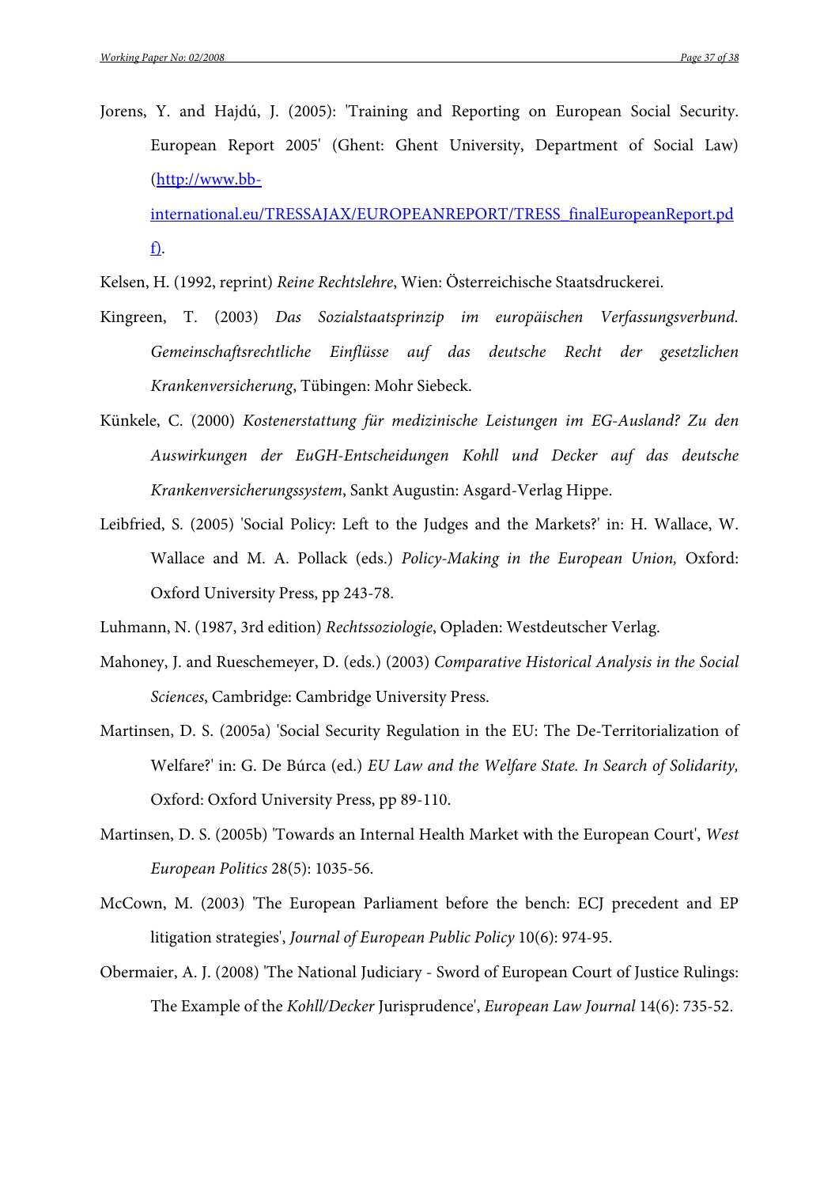Jorens, Y. and Hajdú, J. (2005): 'Training and Reporting on European Social Security. European Report 2005' (Ghent: Ghent University, Department of Social Law) (http://www.bb-international.eu/TRESSAJAX/EUROPEANREPORT/TRESS_finalEuropeanReport.pdf).

Kelsen, H. (1992, reprint) *Reine Rechtslehre*, Wien: Österreichische Staatsdruckerei.

Kingreen, T. (2003) *Das Sozialstaatsprinzip im europäischen Verfassungsverbund. Gemeinschaftsrechtliche Einflüsse auf das deutsche Recht der gesetzlichen Krankenversicherung*, Tübingen: Mohr Siebeck.

Künkele, C. (2000) *Kostenerstattung für medizinische Leistungen im EG-Ausland? Zu den Auswirkungen der EuGH-Entscheidungen Kohll und Decker auf das deutsche Krankenversicherungssystem*, Sankt Augustin: Asgard-Verlag Hippe.

Leibfried, S. (2005) 'Social Policy: Left to the Judges and the Markets?' in: H. Wallace, W. Wallace and M. A. Pollack (eds.) *Policy-Making in the European Union,* Oxford: Oxford University Press, pp 243-78.

Luhmann, N. (1987, 3rd edition) *Rechtssoziologie*, Opladen: Westdeutscher Verlag.

Mahoney, J. and Rueschemeyer, D. (eds.) (2003) *Comparative Historical Analysis in the Social Sciences*, Cambridge: Cambridge University Press.

Martinsen, D. S. (2005a) 'Social Security Regulation in the EU: The De-Territorialization of Welfare?' in: G. De Búrca (ed.) *EU Law and the Welfare State. In Search of Solidarity,* Oxford: Oxford University Press, pp 89-110.

Martinsen, D. S. (2005b) 'Towards an Internal Health Market with the European Court', *West European Politics* 28(5): 1035-56.

McCown, M. (2003) 'The European Parliament before the bench: ECJ precedent and EP litigation strategies', *Journal of European Public Policy* 10(6): 974-95.

Obermaier, A. J. (2008) 'The National Judiciary - Sword of European Court of Justice Rulings: The Example of the *Kohll/Decker* Jurisprudence', *European Law Journal* 14(6): 735-52.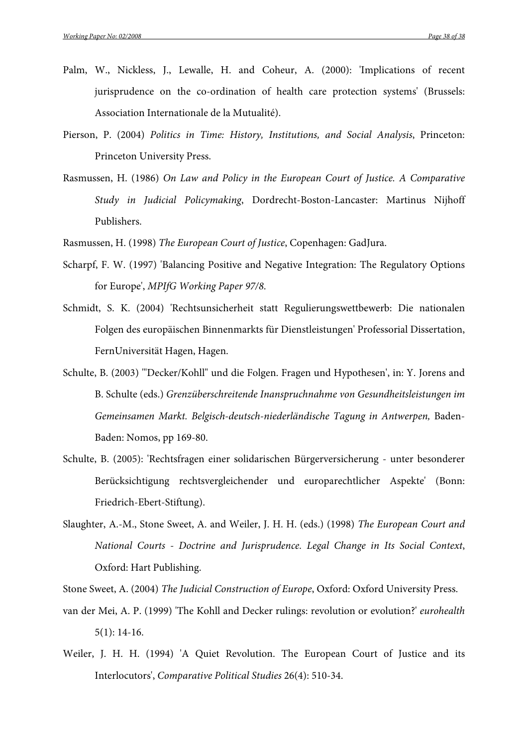Palm, W., Nickless, J., Lewalle, H. and Coheur, A. (2000): 'Implications of recent jurisprudence on the co-ordination of health care protection systems' (Brussels: Association Internationale de la Mutualité).

Pierson, P. (2004) *Politics in Time: History, Institutions, and Social Analysis*, Princeton: Princeton University Press.

Rasmussen, H. (1986) *On Law and Policy in the European Court of Justice. A Comparative Study in Judicial Policymaking*, Dordrecht-Boston-Lancaster: Martinus Nijhoff Publishers.

Rasmussen, H. (1998) *The European Court of Justice*, Copenhagen: GadJura.

Scharpf, F. W. (1997) 'Balancing Positive and Negative Integration: The Regulatory Options for Europe', *MPIfG Working Paper 97/8*.

Schmidt, S. K. (2004) 'Rechtsunsicherheit statt Regulierungswettbewerb: Die nationalen Folgen des europäischen Binnenmarkts für Dienstleistungen' Professorial Dissertation, FernUniversität Hagen, Hagen.

Schulte, B. (2003) '"Decker/Kohll" und die Folgen. Fragen und Hypothesen', in: Y. Jorens and B. Schulte (eds.) *Grenzüberschreitende Inanspruchnahme von Gesundheitsleistungen im Gemeinsamen Markt. Belgisch-deutsch-niederländische Tagung in Antwerpen,* Baden-Baden: Nomos, pp 169-80.

Schulte, B. (2005): 'Rechtsfragen einer solidarischen Bürgerversicherung - unter besonderer Berücksichtigung rechtsvergleichender und europarechtlicher Aspekte' (Bonn: Friedrich-Ebert-Stiftung).

Slaughter, A.-M., Stone Sweet, A. and Weiler, J. H. H. (eds.) (1998) *The European Court and National Courts - Doctrine and Jurisprudence. Legal Change in Its Social Context*, Oxford: Hart Publishing.

Stone Sweet, A. (2004) *The Judicial Construction of Europe*, Oxford: Oxford University Press.

van der Mei, A. P. (1999) 'The Kohll and Decker rulings: revolution or evolution?' *eurohealth* 5(1): 14-16.

Weiler, J. H. H. (1994) 'A Quiet Revolution. The European Court of Justice and its Interlocutors', *Comparative Political Studies* 26(4): 510-34.